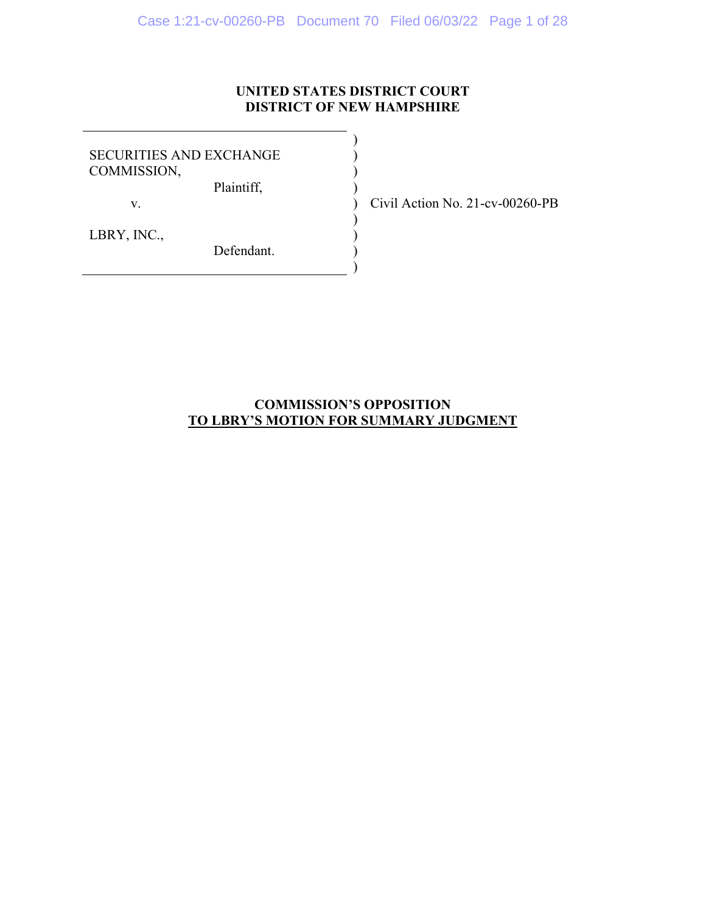**UNITED STATES DISTRICT COURT**
**DISTRICT OF NEW HAMPSHIRE**

| | |
|---|---|
| SECURITIES AND EXCHANGE COMMISSION, Plaintiff, v. LBRY, INC., Defendant. | Civil Action No. 21-cv-00260-PB |

**COMMISSION'S OPPOSITION**
**TO LBRY'S MOTION FOR SUMMARY JUDGMENT**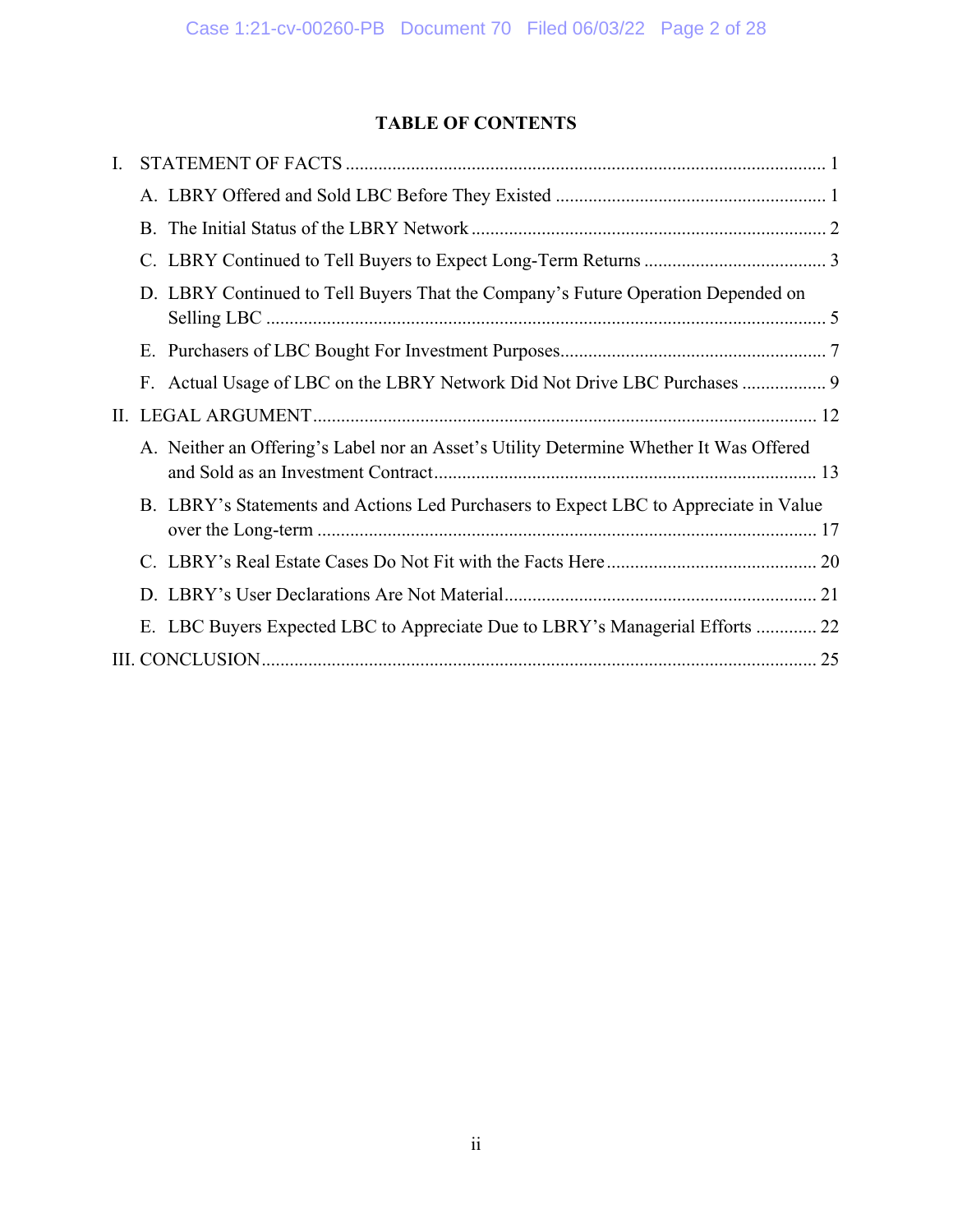## TABLE OF CONTENTS

I. STATEMENT OF FACTS ..... 1

- A. LBRY Offered and Sold LBC Before They Existed ..... 1
- B. The Initial Status of the LBRY Network ..... 2
- C. LBRY Continued to Tell Buyers to Expect Long-Term Returns ..... 3
- D. LBRY Continued to Tell Buyers That the Company's Future Operation Depended on Selling LBC ..... 5
- E. Purchasers of LBC Bought For Investment Purposes ..... 7
- F. Actual Usage of LBC on the LBRY Network Did Not Drive LBC Purchases ..... 9

II. LEGAL ARGUMENT ..... 12

- A. Neither an Offering's Label nor an Asset's Utility Determine Whether It Was Offered and Sold as an Investment Contract ..... 13
- B. LBRY's Statements and Actions Led Purchasers to Expect LBC to Appreciate in Value over the Long-term ..... 17
- C. LBRY's Real Estate Cases Do Not Fit with the Facts Here ..... 20
- D. LBRY's User Declarations Are Not Material ..... 21
- E. LBC Buyers Expected LBC to Appreciate Due to LBRY's Managerial Efforts ..... 22

III. CONCLUSION ..... 25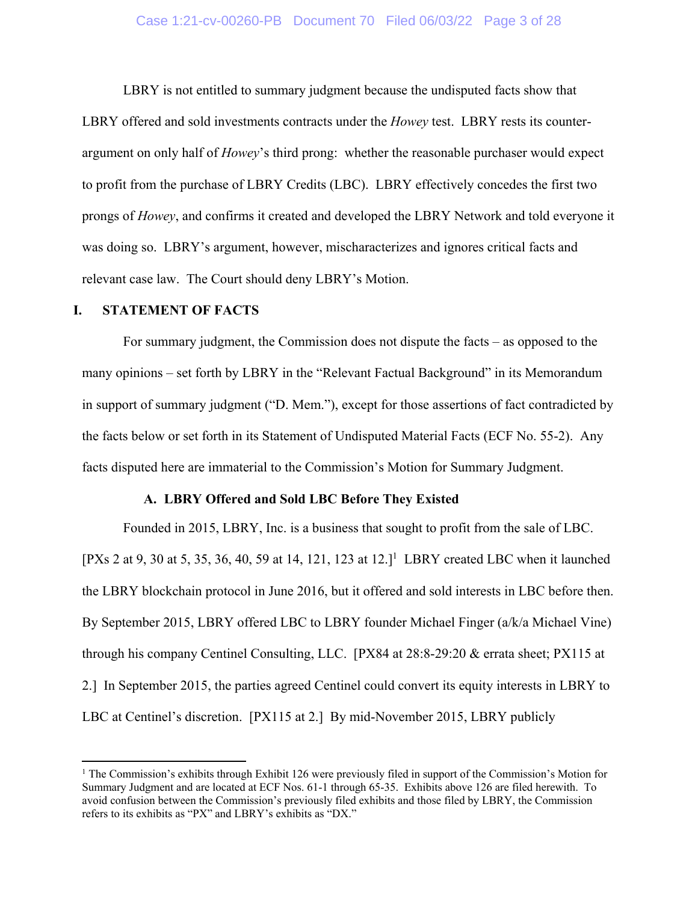LBRY is not entitled to summary judgment because the undisputed facts show that LBRY offered and sold investments contracts under the *Howey* test. LBRY rests its counter-argument on only half of *Howey*'s third prong: whether the reasonable purchaser would expect to profit from the purchase of LBRY Credits (LBC). LBRY effectively concedes the first two prongs of *Howey*, and confirms it created and developed the LBRY Network and told everyone it was doing so. LBRY's argument, however, mischaracterizes and ignores critical facts and relevant case law. The Court should deny LBRY's Motion.

## I. STATEMENT OF FACTS

For summary judgment, the Commission does not dispute the facts – as opposed to the many opinions – set forth by LBRY in the "Relevant Factual Background" in its Memorandum in support of summary judgment ("D. Mem."), except for those assertions of fact contradicted by the facts below or set forth in its Statement of Undisputed Material Facts (ECF No. 55-2). Any facts disputed here are immaterial to the Commission's Motion for Summary Judgment.

### A. LBRY Offered and Sold LBC Before They Existed

Founded in 2015, LBRY, Inc. is a business that sought to profit from the sale of LBC. [PXs 2 at 9, 30 at 5, 35, 36, 40, 59 at 14, 121, 123 at 12.][1] LBRY created LBC when it launched the LBRY blockchain protocol in June 2016, but it offered and sold interests in LBC before then. By September 2015, LBRY offered LBC to LBRY founder Michael Finger (a/k/a Michael Vine) through his company Centinel Consulting, LLC. [PX84 at 28:8-29:20 & errata sheet; PX115 at 2.] In September 2015, the parties agreed Centinel could convert its equity interests in LBRY to LBC at Centinel's discretion. [PX115 at 2.] By mid-November 2015, LBRY publicly

---

[1] The Commission's exhibits through Exhibit 126 were previously filed in support of the Commission's Motion for Summary Judgment and are located at ECF Nos. 61-1 through 65-35. Exhibits above 126 are filed herewith. To avoid confusion between the Commission's previously filed exhibits and those filed by LBRY, the Commission refers to its exhibits as "PX" and LBRY's exhibits as "DX."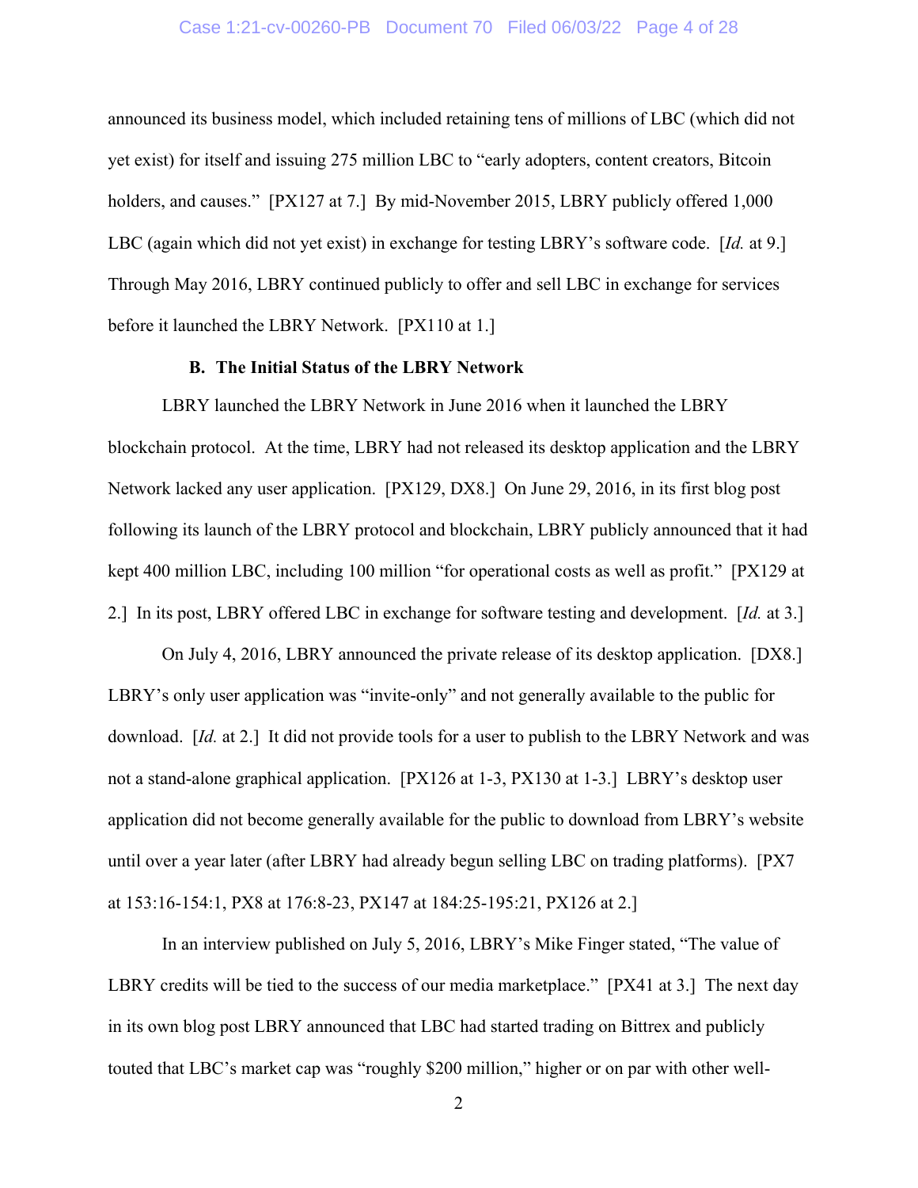announced its business model, which included retaining tens of millions of LBC (which did not yet exist) for itself and issuing 275 million LBC to "early adopters, content creators, Bitcoin holders, and causes." [PX127 at 7.] By mid-November 2015, LBRY publicly offered 1,000 LBC (again which did not yet exist) in exchange for testing LBRY's software code. [*Id.* at 9.] Through May 2016, LBRY continued publicly to offer and sell LBC in exchange for services before it launched the LBRY Network. [PX110 at 1.]

### B. The Initial Status of the LBRY Network

LBRY launched the LBRY Network in June 2016 when it launched the LBRY blockchain protocol. At the time, LBRY had not released its desktop application and the LBRY Network lacked any user application. [PX129, DX8.] On June 29, 2016, in its first blog post following its launch of the LBRY protocol and blockchain, LBRY publicly announced that it had kept 400 million LBC, including 100 million "for operational costs as well as profit." [PX129 at 2.] In its post, LBRY offered LBC in exchange for software testing and development. [*Id.* at 3.]

On July 4, 2016, LBRY announced the private release of its desktop application. [DX8.] LBRY's only user application was "invite-only" and not generally available to the public for download. [*Id.* at 2.] It did not provide tools for a user to publish to the LBRY Network and was not a stand-alone graphical application. [PX126 at 1-3, PX130 at 1-3.] LBRY's desktop user application did not become generally available for the public to download from LBRY's website until over a year later (after LBRY had already begun selling LBC on trading platforms). [PX7 at 153:16-154:1, PX8 at 176:8-23, PX147 at 184:25-195:21, PX126 at 2.]

In an interview published on July 5, 2016, LBRY's Mike Finger stated, "The value of LBRY credits will be tied to the success of our media marketplace." [PX41 at 3.] The next day in its own blog post LBRY announced that LBC had started trading on Bittrex and publicly touted that LBC's market cap was "roughly $200 million," higher or on par with other well-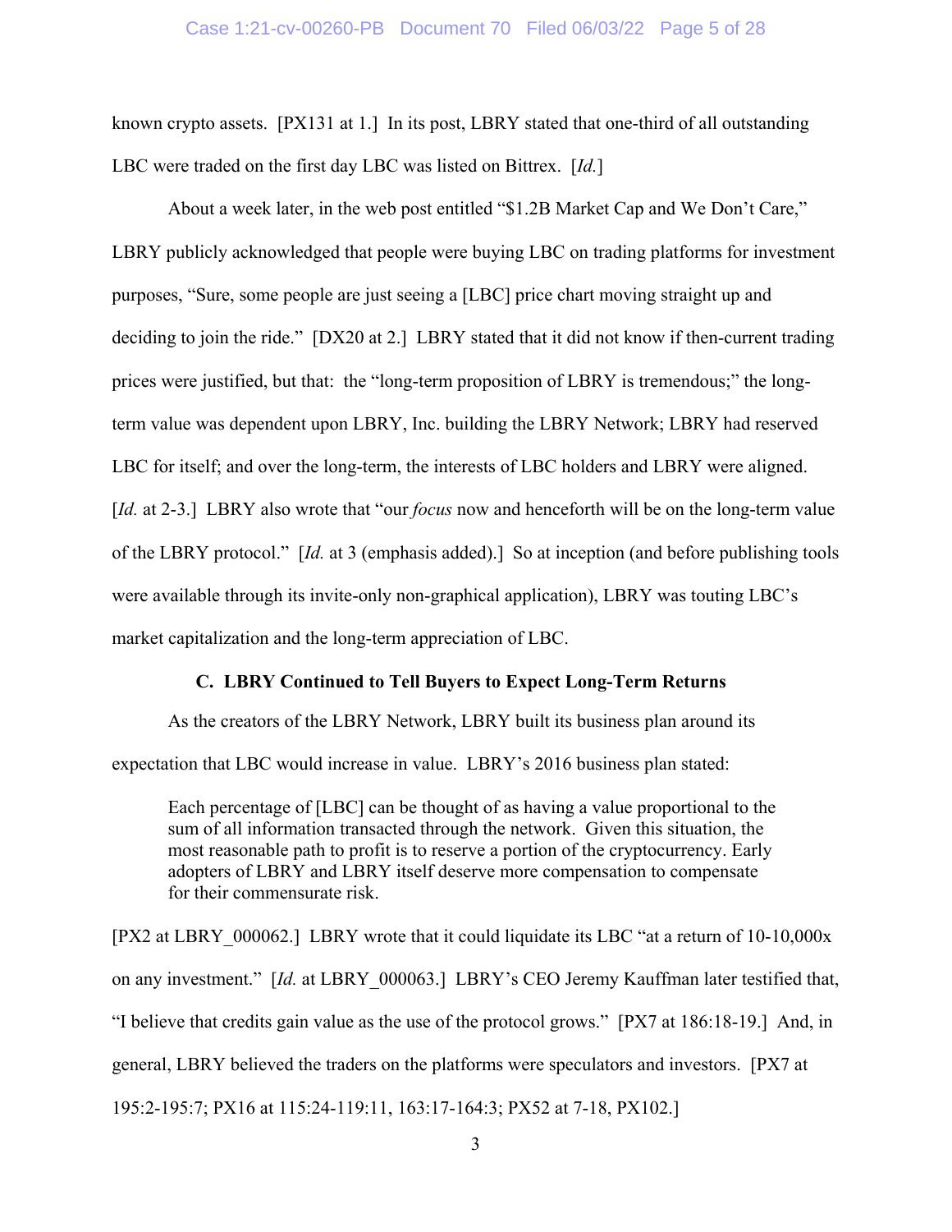known crypto assets. [PX131 at 1.] In its post, LBRY stated that one-third of all outstanding LBC were traded on the first day LBC was listed on Bittrex. [*Id.*]

About a week later, in the web post entitled "$1.2B Market Cap and We Don't Care," LBRY publicly acknowledged that people were buying LBC on trading platforms for investment purposes, "Sure, some people are just seeing a [LBC] price chart moving straight up and deciding to join the ride." [DX20 at 2.] LBRY stated that it did not know if then-current trading prices were justified, but that: the "long-term proposition of LBRY is tremendous;" the long-term value was dependent upon LBRY, Inc. building the LBRY Network; LBRY had reserved LBC for itself; and over the long-term, the interests of LBC holders and LBRY were aligned. [*Id.* at 2-3.] LBRY also wrote that "our *focus* now and henceforth will be on the long-term value of the LBRY protocol." [*Id.* at 3 (emphasis added).] So at inception (and before publishing tools were available through its invite-only non-graphical application), LBRY was touting LBC's market capitalization and the long-term appreciation of LBC.

### C. LBRY Continued to Tell Buyers to Expect Long-Term Returns

As the creators of the LBRY Network, LBRY built its business plan around its expectation that LBC would increase in value. LBRY's 2016 business plan stated:

> Each percentage of [LBC] can be thought of as having a value proportional to the sum of all information transacted through the network. Given this situation, the most reasonable path to profit is to reserve a portion of the cryptocurrency. Early adopters of LBRY and LBRY itself deserve more compensation to compensate for their commensurate risk.

[PX2 at LBRY_000062.] LBRY wrote that it could liquidate its LBC "at a return of 10-10,000x on any investment." [*Id.* at LBRY_000063.] LBRY's CEO Jeremy Kauffman later testified that, "I believe that credits gain value as the use of the protocol grows." [PX7 at 186:18-19.] And, in general, LBRY believed the traders on the platforms were speculators and investors. [PX7 at 195:2-195:7; PX16 at 115:24-119:11, 163:17-164:3; PX52 at 7-18, PX102.]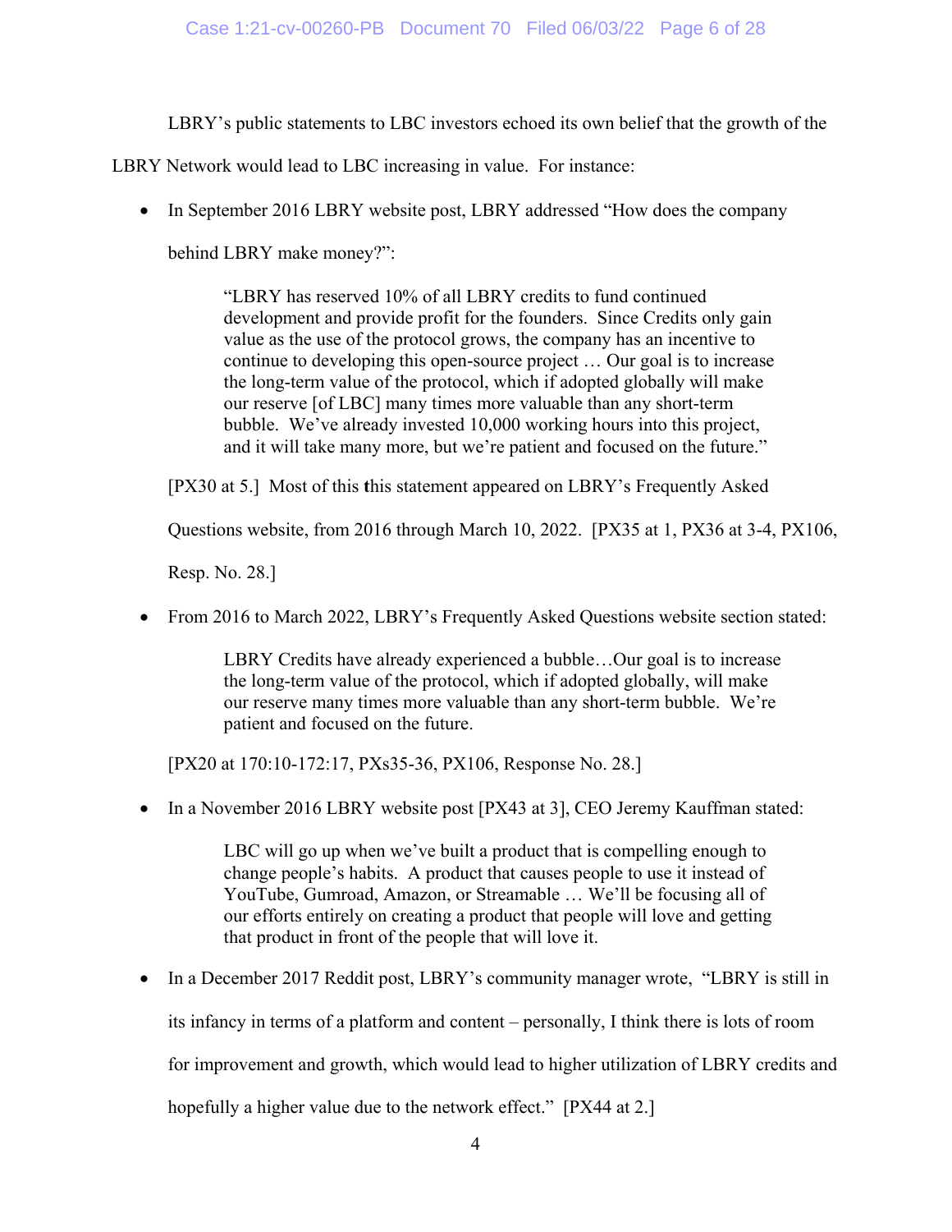LBRY's public statements to LBC investors echoed its own belief that the growth of the LBRY Network would lead to LBC increasing in value. For instance:

- In September 2016 LBRY website post, LBRY addressed "How does the company behind LBRY make money?":

  > "LBRY has reserved 10% of all LBRY credits to fund continued development and provide profit for the founders. Since Credits only gain value as the use of the protocol grows, the company has an incentive to continue to developing this open-source project … Our goal is to increase the long-term value of the protocol, which if adopted globally will make our reserve [of LBC] many times more valuable than any short-term bubble. We've already invested 10,000 working hours into this project, and it will take many more, but we're patient and focused on the future."

  [PX30 at 5.] Most of this this statement appeared on LBRY's Frequently Asked Questions website, from 2016 through March 10, 2022. [PX35 at 1, PX36 at 3-4, PX106, Resp. No. 28.]

- From 2016 to March 2022, LBRY's Frequently Asked Questions website section stated:

  > LBRY Credits have already experienced a bubble…Our goal is to increase the long-term value of the protocol, which if adopted globally, will make our reserve many times more valuable than any short-term bubble. We're patient and focused on the future.

  [PX20 at 170:10-172:17, PXs35-36, PX106, Response No. 28.]

- In a November 2016 LBRY website post [PX43 at 3], CEO Jeremy Kauffman stated:

  > LBC will go up when we've built a product that is compelling enough to change people's habits. A product that causes people to use it instead of YouTube, Gumroad, Amazon, or Streamable … We'll be focusing all of our efforts entirely on creating a product that people will love and getting that product in front of the people that will love it.

- In a December 2017 Reddit post, LBRY's community manager wrote, "LBRY is still in its infancy in terms of a platform and content – personally, I think there is lots of room for improvement and growth, which would lead to higher utilization of LBRY credits and hopefully a higher value due to the network effect." [PX44 at 2.]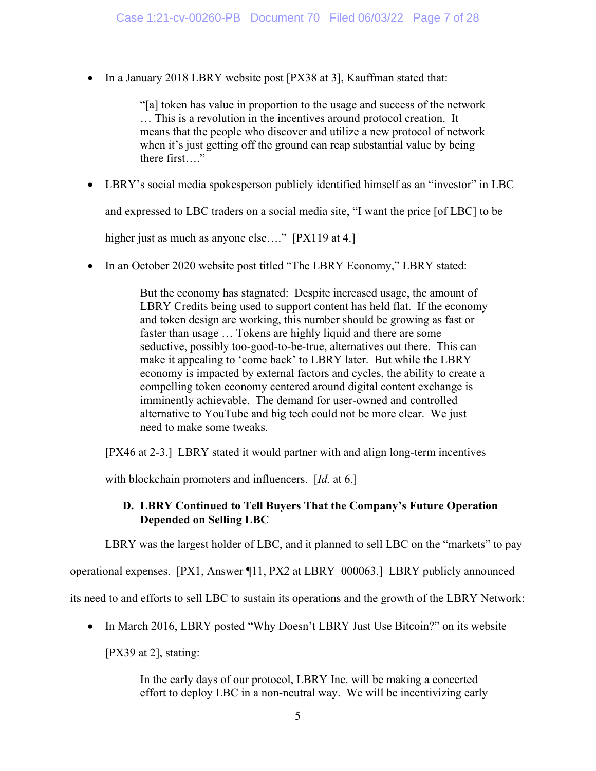- In a January 2018 LBRY website post [PX38 at 3], Kauffman stated that:

> "[a] token has value in proportion to the usage and success of the network … This is a revolution in the incentives around protocol creation. It means that the people who discover and utilize a new protocol of network when it's just getting off the ground can reap substantial value by being there first…."

- LBRY's social media spokesperson publicly identified himself as an "investor" in LBC and expressed to LBC traders on a social media site, "I want the price [of LBC] to be higher just as much as anyone else…." [PX119 at 4.]

- In an October 2020 website post titled "The LBRY Economy," LBRY stated:

> But the economy has stagnated: Despite increased usage, the amount of LBRY Credits being used to support content has held flat. If the economy and token design are working, this number should be growing as fast or faster than usage … Tokens are highly liquid and there are some seductive, possibly too-good-to-be-true, alternatives out there. This can make it appealing to 'come back' to LBRY later. But while the LBRY economy is impacted by external factors and cycles, the ability to create a compelling token economy centered around digital content exchange is imminently achievable. The demand for user-owned and controlled alternative to YouTube and big tech could not be more clear. We just need to make some tweaks.

[PX46 at 2-3.] LBRY stated it would partner with and align long-term incentives with blockchain promoters and influencers. [*Id.* at 6.]

### D. LBRY Continued to Tell Buyers That the Company's Future Operation Depended on Selling LBC

LBRY was the largest holder of LBC, and it planned to sell LBC on the "markets" to pay operational expenses. [PX1, Answer ¶11, PX2 at LBRY_000063.] LBRY publicly announced its need to and efforts to sell LBC to sustain its operations and the growth of the LBRY Network:

- In March 2016, LBRY posted "Why Doesn't LBRY Just Use Bitcoin?" on its website [PX39 at 2], stating:

> In the early days of our protocol, LBRY Inc. will be making a concerted effort to deploy LBC in a non-neutral way. We will be incentivizing early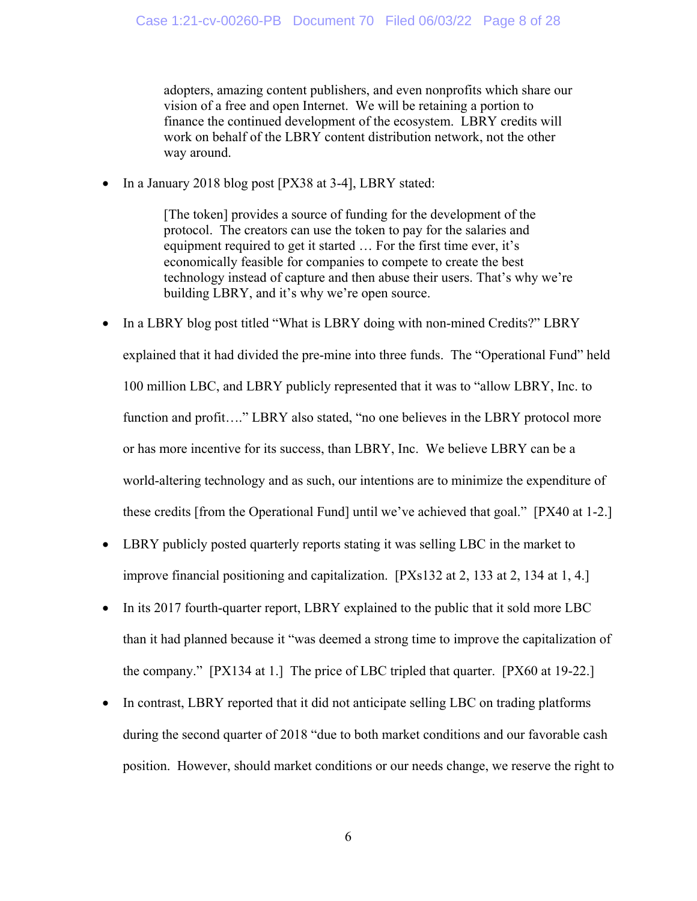> adopters, amazing content publishers, and even nonprofits which share our vision of a free and open Internet. We will be retaining a portion to finance the continued development of the ecosystem. LBRY credits will work on behalf of the LBRY content distribution network, not the other way around.

- In a January 2018 blog post [PX38 at 3-4], LBRY stated:

> [The token] provides a source of funding for the development of the protocol. The creators can use the token to pay for the salaries and equipment required to get it started … For the first time ever, it's economically feasible for companies to compete to create the best technology instead of capture and then abuse their users. That's why we're building LBRY, and it's why we're open source.

- In a LBRY blog post titled "What is LBRY doing with non-mined Credits?" LBRY explained that it had divided the pre-mine into three funds. The "Operational Fund" held 100 million LBC, and LBRY publicly represented that it was to "allow LBRY, Inc. to function and profit…." LBRY also stated, "no one believes in the LBRY protocol more or has more incentive for its success, than LBRY, Inc. We believe LBRY can be a world-altering technology and as such, our intentions are to minimize the expenditure of these credits [from the Operational Fund] until we've achieved that goal." [PX40 at 1-2.]
- LBRY publicly posted quarterly reports stating it was selling LBC in the market to improve financial positioning and capitalization. [PXs132 at 2, 133 at 2, 134 at 1, 4.]
- In its 2017 fourth-quarter report, LBRY explained to the public that it sold more LBC than it had planned because it "was deemed a strong time to improve the capitalization of the company." [PX134 at 1.] The price of LBC tripled that quarter. [PX60 at 19-22.]
- In contrast, LBRY reported that it did not anticipate selling LBC on trading platforms during the second quarter of 2018 "due to both market conditions and our favorable cash position. However, should market conditions or our needs change, we reserve the right to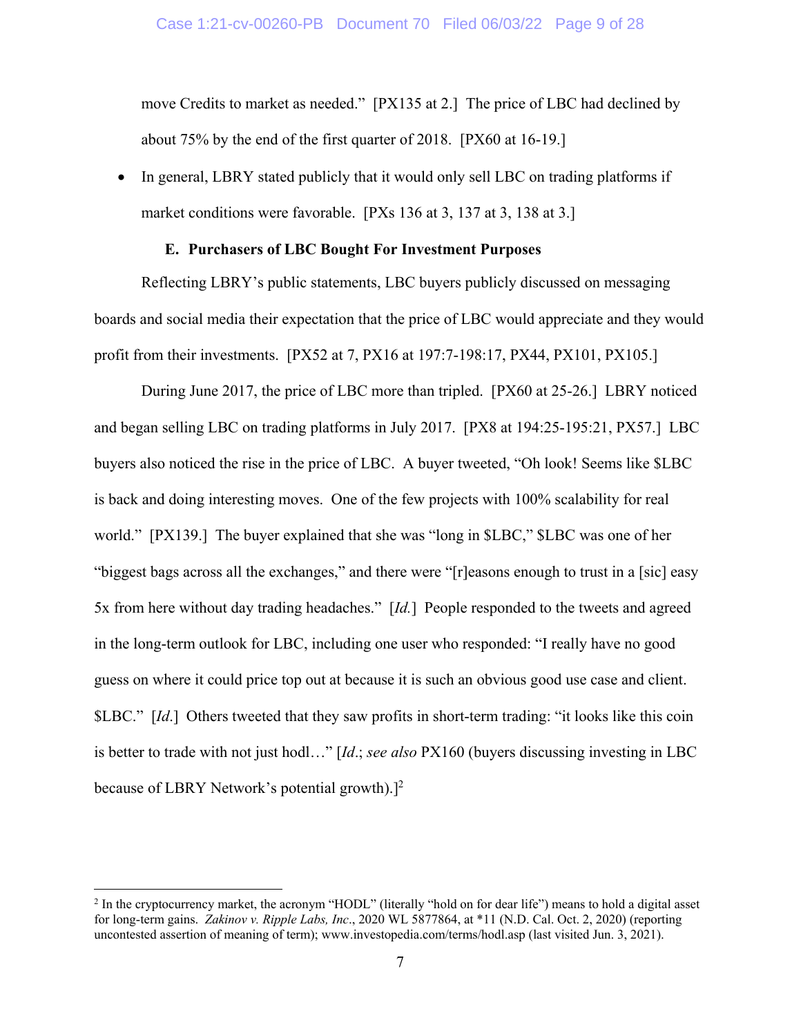move Credits to market as needed." [PX135 at 2.] The price of LBC had declined by about 75% by the end of the first quarter of 2018. [PX60 at 16-19.]

- In general, LBRY stated publicly that it would only sell LBC on trading platforms if market conditions were favorable. [PXs 136 at 3, 137 at 3, 138 at 3.]

### E. Purchasers of LBC Bought For Investment Purposes

Reflecting LBRY's public statements, LBC buyers publicly discussed on messaging boards and social media their expectation that the price of LBC would appreciate and they would profit from their investments. [PX52 at 7, PX16 at 197:7-198:17, PX44, PX101, PX105.]

During June 2017, the price of LBC more than tripled. [PX60 at 25-26.] LBRY noticed and began selling LBC on trading platforms in July 2017. [PX8 at 194:25-195:21, PX57.] LBC buyers also noticed the rise in the price of LBC. A buyer tweeted, "Oh look! Seems like $LBC is back and doing interesting moves. One of the few projects with 100% scalability for real world." [PX139.] The buyer explained that she was "long in $LBC," $LBC was one of her "biggest bags across all the exchanges," and there were "[r]easons enough to trust in a [sic] easy 5x from here without day trading headaches." [*Id.*] People responded to the tweets and agreed in the long-term outlook for LBC, including one user who responded: "I really have no good guess on where it could price top out at because it is such an obvious good use case and client. $LBC." [*Id.*] Others tweeted that they saw profits in short-term trading: "it looks like this coin is better to trade with not just hodl…" [*Id.*; *see also* PX160 (buyers discussing investing in LBC because of LBRY Network's potential growth).][2]

---

[2] In the cryptocurrency market, the acronym "HODL" (literally "hold on for dear life") means to hold a digital asset for long-term gains. *Zakinov v. Ripple Labs, Inc*., 2020 WL 5877864, at *11 (N.D. Cal. Oct. 2, 2020) (reporting uncontested assertion of meaning of term); www.investopedia.com/terms/hodl.asp (last visited Jun. 3, 2021).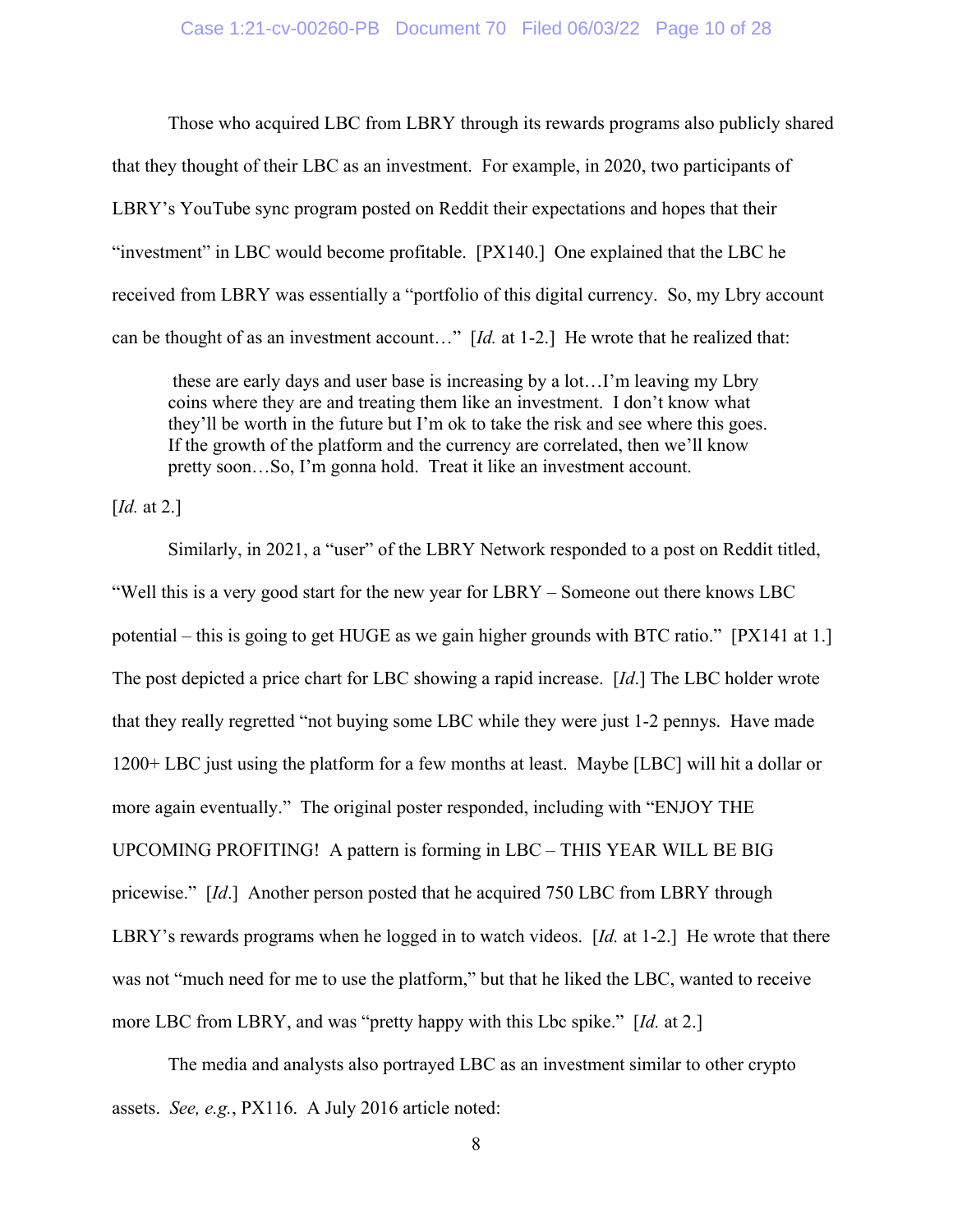Those who acquired LBC from LBRY through its rewards programs also publicly shared that they thought of their LBC as an investment. For example, in 2020, two participants of LBRY's YouTube sync program posted on Reddit their expectations and hopes that their "investment" in LBC would become profitable. [PX140.] One explained that the LBC he received from LBRY was essentially a "portfolio of this digital currency. So, my Lbry account can be thought of as an investment account…" [*Id.* at 1-2.] He wrote that he realized that:

> these are early days and user base is increasing by a lot…I'm leaving my Lbry coins where they are and treating them like an investment. I don't know what they'll be worth in the future but I'm ok to take the risk and see where this goes. If the growth of the platform and the currency are correlated, then we'll know pretty soon…So, I'm gonna hold. Treat it like an investment account.

[*Id.* at 2.]

Similarly, in 2021, a "user" of the LBRY Network responded to a post on Reddit titled, "Well this is a very good start for the new year for LBRY – Someone out there knows LBC potential – this is going to get HUGE as we gain higher grounds with BTC ratio." [PX141 at 1.] The post depicted a price chart for LBC showing a rapid increase. [*Id*.] The LBC holder wrote that they really regretted "not buying some LBC while they were just 1-2 pennys. Have made 1200+ LBC just using the platform for a few months at least. Maybe [LBC] will hit a dollar or more again eventually." The original poster responded, including with "ENJOY THE UPCOMING PROFITING! A pattern is forming in LBC – THIS YEAR WILL BE BIG pricewise." [*Id*.] Another person posted that he acquired 750 LBC from LBRY through LBRY's rewards programs when he logged in to watch videos. [*Id.* at 1-2.] He wrote that there was not "much need for me to use the platform," but that he liked the LBC, wanted to receive more LBC from LBRY, and was "pretty happy with this Lbc spike." [*Id.* at 2.]

The media and analysts also portrayed LBC as an investment similar to other crypto assets. *See, e.g.*, PX116. A July 2016 article noted: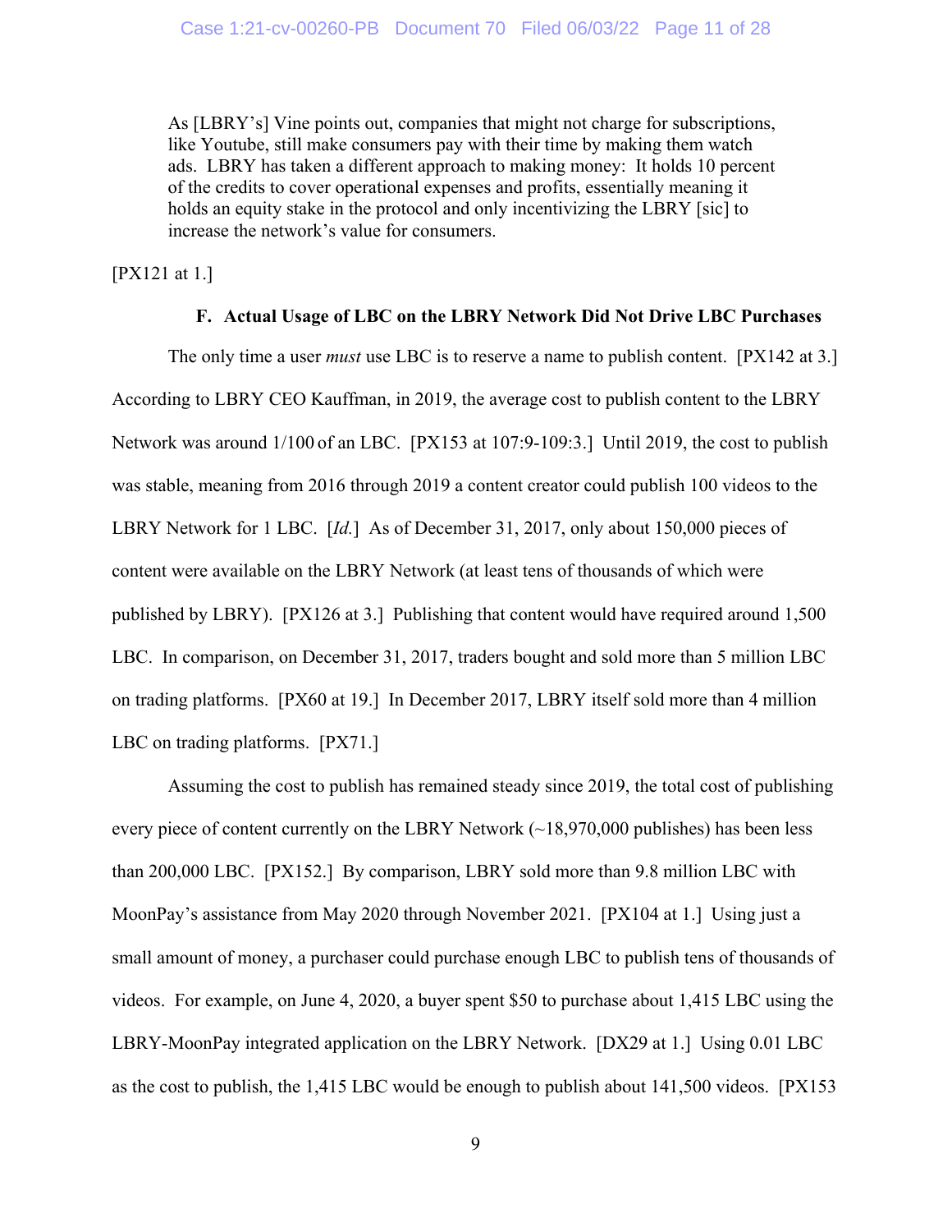> As [LBRY's] Vine points out, companies that might not charge for subscriptions, like Youtube, still make consumers pay with their time by making them watch ads. LBRY has taken a different approach to making money: It holds 10 percent of the credits to cover operational expenses and profits, essentially meaning it holds an equity stake in the protocol and only incentivizing the LBRY [sic] to increase the network's value for consumers.

[PX121 at 1.]

### F. Actual Usage of LBC on the LBRY Network Did Not Drive LBC Purchases

The only time a user *must* use LBC is to reserve a name to publish content. [PX142 at 3.] According to LBRY CEO Kauffman, in 2019, the average cost to publish content to the LBRY Network was around 1/100 of an LBC. [PX153 at 107:9-109:3.] Until 2019, the cost to publish was stable, meaning from 2016 through 2019 a content creator could publish 100 videos to the LBRY Network for 1 LBC. [*Id.*] As of December 31, 2017, only about 150,000 pieces of content were available on the LBRY Network (at least tens of thousands of which were published by LBRY). [PX126 at 3.] Publishing that content would have required around 1,500 LBC. In comparison, on December 31, 2017, traders bought and sold more than 5 million LBC on trading platforms. [PX60 at 19.] In December 2017, LBRY itself sold more than 4 million LBC on trading platforms. [PX71.]

Assuming the cost to publish has remained steady since 2019, the total cost of publishing every piece of content currently on the LBRY Network (~18,970,000 publishes) has been less than 200,000 LBC. [PX152.] By comparison, LBRY sold more than 9.8 million LBC with MoonPay's assistance from May 2020 through November 2021. [PX104 at 1.] Using just a small amount of money, a purchaser could purchase enough LBC to publish tens of thousands of videos. For example, on June 4, 2020, a buyer spent $50 to purchase about 1,415 LBC using the LBRY-MoonPay integrated application on the LBRY Network. [DX29 at 1.] Using 0.01 LBC as the cost to publish, the 1,415 LBC would be enough to publish about 141,500 videos. [PX153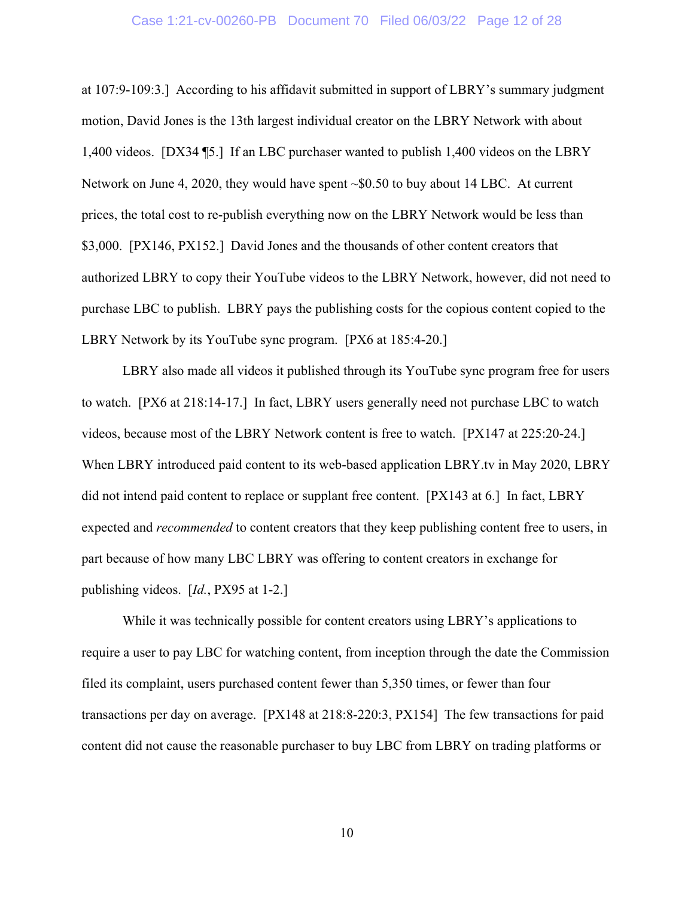at 107:9-109:3.] According to his affidavit submitted in support of LBRY's summary judgment motion, David Jones is the 13th largest individual creator on the LBRY Network with about 1,400 videos. [DX34 ¶5.] If an LBC purchaser wanted to publish 1,400 videos on the LBRY Network on June 4, 2020, they would have spent ~$0.50 to buy about 14 LBC. At current prices, the total cost to re-publish everything now on the LBRY Network would be less than $3,000. [PX146, PX152.] David Jones and the thousands of other content creators that authorized LBRY to copy their YouTube videos to the LBRY Network, however, did not need to purchase LBC to publish. LBRY pays the publishing costs for the copious content copied to the LBRY Network by its YouTube sync program. [PX6 at 185:4-20.]

LBRY also made all videos it published through its YouTube sync program free for users to watch. [PX6 at 218:14-17.] In fact, LBRY users generally need not purchase LBC to watch videos, because most of the LBRY Network content is free to watch. [PX147 at 225:20-24.] When LBRY introduced paid content to its web-based application LBRY.tv in May 2020, LBRY did not intend paid content to replace or supplant free content. [PX143 at 6.] In fact, LBRY expected and *recommended* to content creators that they keep publishing content free to users, in part because of how many LBC LBRY was offering to content creators in exchange for publishing videos. [*Id.*, PX95 at 1-2.]

While it was technically possible for content creators using LBRY's applications to require a user to pay LBC for watching content, from inception through the date the Commission filed its complaint, users purchased content fewer than 5,350 times, or fewer than four transactions per day on average. [PX148 at 218:8-220:3, PX154] The few transactions for paid content did not cause the reasonable purchaser to buy LBC from LBRY on trading platforms or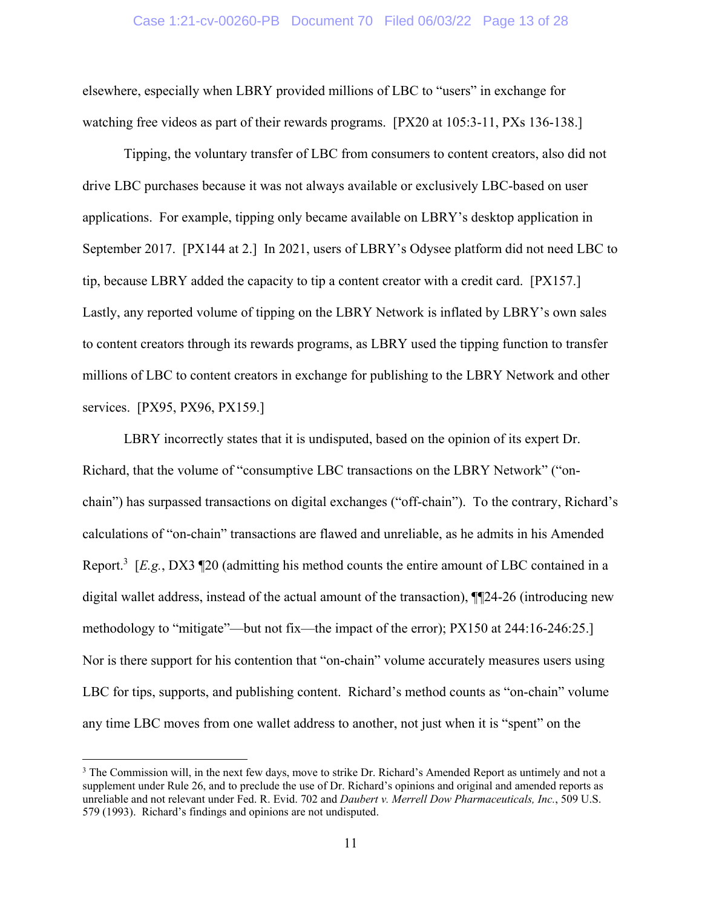elsewhere, especially when LBRY provided millions of LBC to "users" in exchange for watching free videos as part of their rewards programs. [PX20 at 105:3-11, PXs 136-138.]

Tipping, the voluntary transfer of LBC from consumers to content creators, also did not drive LBC purchases because it was not always available or exclusively LBC-based on user applications. For example, tipping only became available on LBRY's desktop application in September 2017. [PX144 at 2.] In 2021, users of LBRY's Odysee platform did not need LBC to tip, because LBRY added the capacity to tip a content creator with a credit card. [PX157.] Lastly, any reported volume of tipping on the LBRY Network is inflated by LBRY's own sales to content creators through its rewards programs, as LBRY used the tipping function to transfer millions of LBC to content creators in exchange for publishing to the LBRY Network and other services. [PX95, PX96, PX159.]

LBRY incorrectly states that it is undisputed, based on the opinion of its expert Dr. Richard, that the volume of "consumptive LBC transactions on the LBRY Network" ("on-chain") has surpassed transactions on digital exchanges ("off-chain"). To the contrary, Richard's calculations of "on-chain" transactions are flawed and unreliable, as he admits in his Amended Report.[3] [*E.g.*, DX3 ¶20 (admitting his method counts the entire amount of LBC contained in a digital wallet address, instead of the actual amount of the transaction), ¶¶24-26 (introducing new methodology to "mitigate"—but not fix—the impact of the error); PX150 at 244:16-246:25.] Nor is there support for his contention that "on-chain" volume accurately measures users using LBC for tips, supports, and publishing content. Richard's method counts as "on-chain" volume any time LBC moves from one wallet address to another, not just when it is "spent" on the

---

[3] The Commission will, in the next few days, move to strike Dr. Richard's Amended Report as untimely and not a supplement under Rule 26, and to preclude the use of Dr. Richard's opinions and original and amended reports as unreliable and not relevant under Fed. R. Evid. 702 and *Daubert v. Merrell Dow Pharmaceuticals, Inc.*, 509 U.S. 579 (1993). Richard's findings and opinions are not undisputed.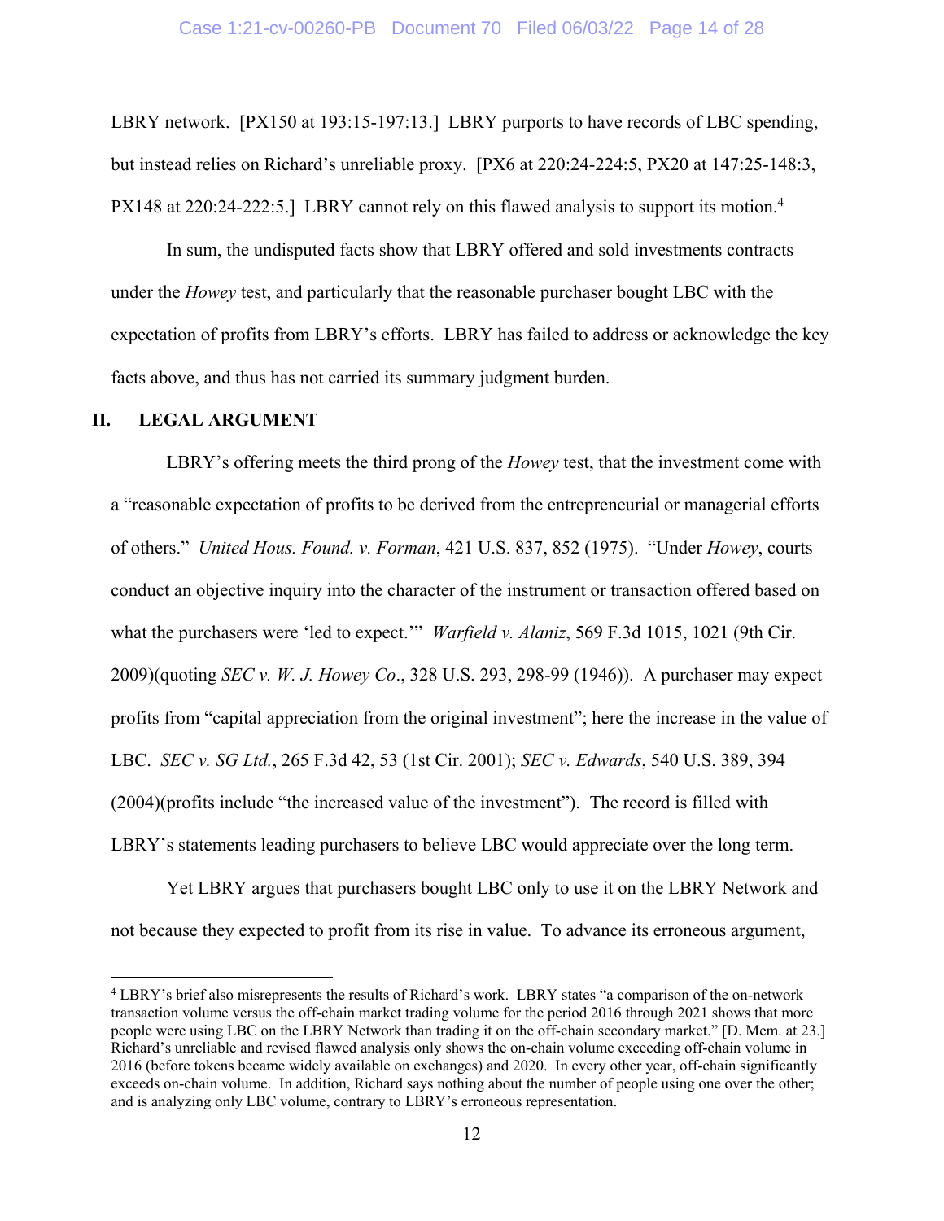LBRY network. [PX150 at 193:15-197:13.] LBRY purports to have records of LBC spending, but instead relies on Richard's unreliable proxy. [PX6 at 220:24-224:5, PX20 at 147:25-148:3, PX148 at 220:24-222:5.] LBRY cannot rely on this flawed analysis to support its motion.[4]

In sum, the undisputed facts show that LBRY offered and sold investments contracts under the *Howey* test, and particularly that the reasonable purchaser bought LBC with the expectation of profits from LBRY's efforts. LBRY has failed to address or acknowledge the key facts above, and thus has not carried its summary judgment burden.

## II. LEGAL ARGUMENT

LBRY's offering meets the third prong of the *Howey* test, that the investment come with a "reasonable expectation of profits to be derived from the entrepreneurial or managerial efforts of others." *United Hous. Found. v. Forman*, 421 U.S. 837, 852 (1975). "Under *Howey*, courts conduct an objective inquiry into the character of the instrument or transaction offered based on what the purchasers were 'led to expect.'" *Warfield v. Alaniz*, 569 F.3d 1015, 1021 (9th Cir. 2009)(quoting *SEC v. W. J. Howey Co*., 328 U.S. 293, 298-99 (1946)). A purchaser may expect profits from "capital appreciation from the original investment"; here the increase in the value of LBC. *SEC v. SG Ltd.*, 265 F.3d 42, 53 (1st Cir. 2001); *SEC v. Edwards*, 540 U.S. 389, 394 (2004)(profits include "the increased value of the investment"). The record is filled with LBRY's statements leading purchasers to believe LBC would appreciate over the long term.

Yet LBRY argues that purchasers bought LBC only to use it on the LBRY Network and not because they expected to profit from its rise in value. To advance its erroneous argument,

---

[4] LBRY's brief also misrepresents the results of Richard's work. LBRY states "a comparison of the on-network transaction volume versus the off-chain market trading volume for the period 2016 through 2021 shows that more people were using LBC on the LBRY Network than trading it on the off-chain secondary market." [D. Mem. at 23.] Richard's unreliable and revised flawed analysis only shows the on-chain volume exceeding off-chain volume in 2016 (before tokens became widely available on exchanges) and 2020. In every other year, off-chain significantly exceeds on-chain volume. In addition, Richard says nothing about the number of people using one over the other; and is analyzing only LBC volume, contrary to LBRY's erroneous representation.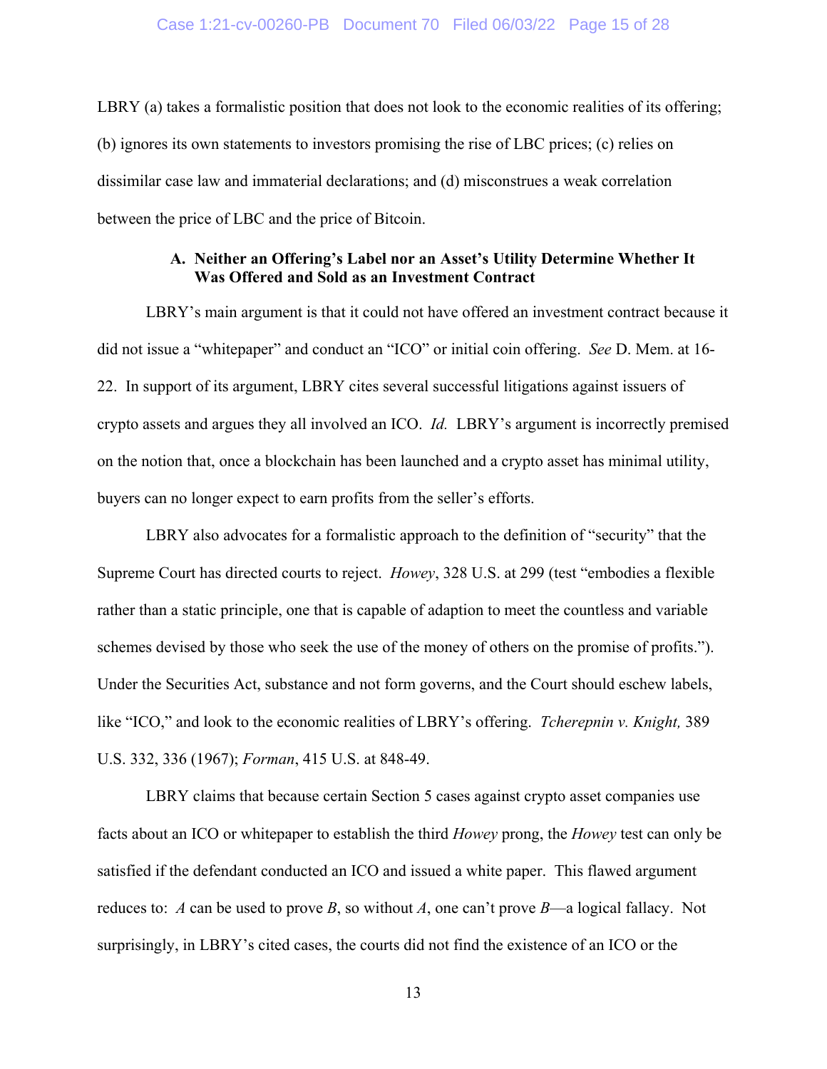LBRY (a) takes a formalistic position that does not look to the economic realities of its offering; (b) ignores its own statements to investors promising the rise of LBC prices; (c) relies on dissimilar case law and immaterial declarations; and (d) misconstrues a weak correlation between the price of LBC and the price of Bitcoin.

### A. Neither an Offering's Label nor an Asset's Utility Determine Whether It Was Offered and Sold as an Investment Contract

LBRY's main argument is that it could not have offered an investment contract because it did not issue a "whitepaper" and conduct an "ICO" or initial coin offering. *See* D. Mem. at 16-22. In support of its argument, LBRY cites several successful litigations against issuers of crypto assets and argues they all involved an ICO. *Id.* LBRY's argument is incorrectly premised on the notion that, once a blockchain has been launched and a crypto asset has minimal utility, buyers can no longer expect to earn profits from the seller's efforts.

LBRY also advocates for a formalistic approach to the definition of "security" that the Supreme Court has directed courts to reject. *Howey*, 328 U.S. at 299 (test "embodies a flexible rather than a static principle, one that is capable of adaption to meet the countless and variable schemes devised by those who seek the use of the money of others on the promise of profits."). Under the Securities Act, substance and not form governs, and the Court should eschew labels, like "ICO," and look to the economic realities of LBRY's offering. *Tcherepnin v. Knight,* 389 U.S. 332, 336 (1967); *Forman*, 415 U.S. at 848-49.

LBRY claims that because certain Section 5 cases against crypto asset companies use facts about an ICO or whitepaper to establish the third *Howey* prong, the *Howey* test can only be satisfied if the defendant conducted an ICO and issued a white paper. This flawed argument reduces to: *A* can be used to prove *B*, so without *A*, one can't prove *B*—a logical fallacy. Not surprisingly, in LBRY's cited cases, the courts did not find the existence of an ICO or the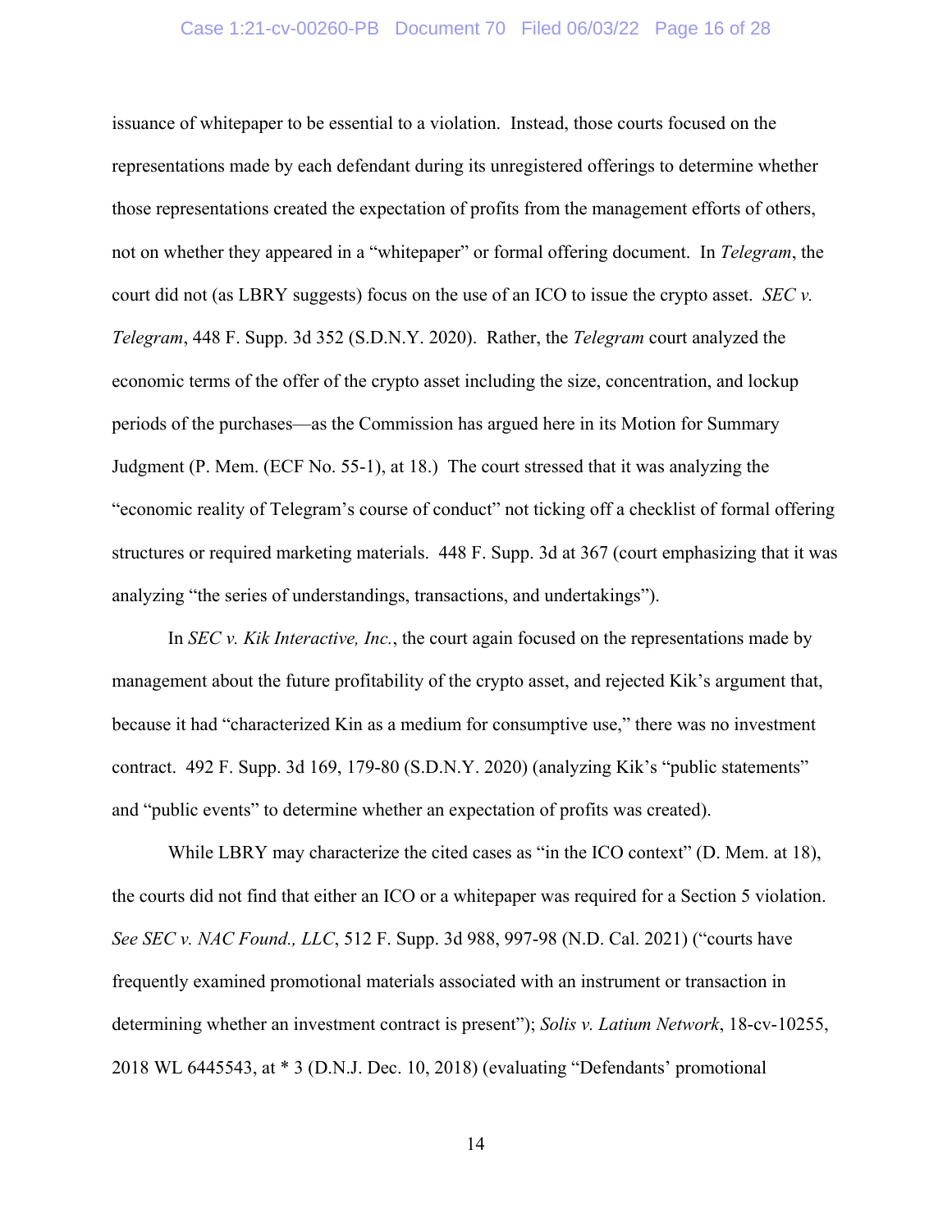issuance of whitepaper to be essential to a violation. Instead, those courts focused on the representations made by each defendant during its unregistered offerings to determine whether those representations created the expectation of profits from the management efforts of others, not on whether they appeared in a "whitepaper" or formal offering document. In *Telegram*, the court did not (as LBRY suggests) focus on the use of an ICO to issue the crypto asset. *SEC v. Telegram*, 448 F. Supp. 3d 352 (S.D.N.Y. 2020). Rather, the *Telegram* court analyzed the economic terms of the offer of the crypto asset including the size, concentration, and lockup periods of the purchases—as the Commission has argued here in its Motion for Summary Judgment (P. Mem. (ECF No. 55-1), at 18.) The court stressed that it was analyzing the "economic reality of Telegram's course of conduct" not ticking off a checklist of formal offering structures or required marketing materials. 448 F. Supp. 3d at 367 (court emphasizing that it was analyzing "the series of understandings, transactions, and undertakings").

In *SEC v. Kik Interactive, Inc.*, the court again focused on the representations made by management about the future profitability of the crypto asset, and rejected Kik's argument that, because it had "characterized Kin as a medium for consumptive use," there was no investment contract. 492 F. Supp. 3d 169, 179-80 (S.D.N.Y. 2020) (analyzing Kik's "public statements" and "public events" to determine whether an expectation of profits was created).

While LBRY may characterize the cited cases as "in the ICO context" (D. Mem. at 18), the courts did not find that either an ICO or a whitepaper was required for a Section 5 violation. *See SEC v. NAC Found., LLC*, 512 F. Supp. 3d 988, 997-98 (N.D. Cal. 2021) ("courts have frequently examined promotional materials associated with an instrument or transaction in determining whether an investment contract is present"); *Solis v. Latium Network*, 18-cv-10255, 2018 WL 6445543, at * 3 (D.N.J. Dec. 10, 2018) (evaluating "Defendants' promotional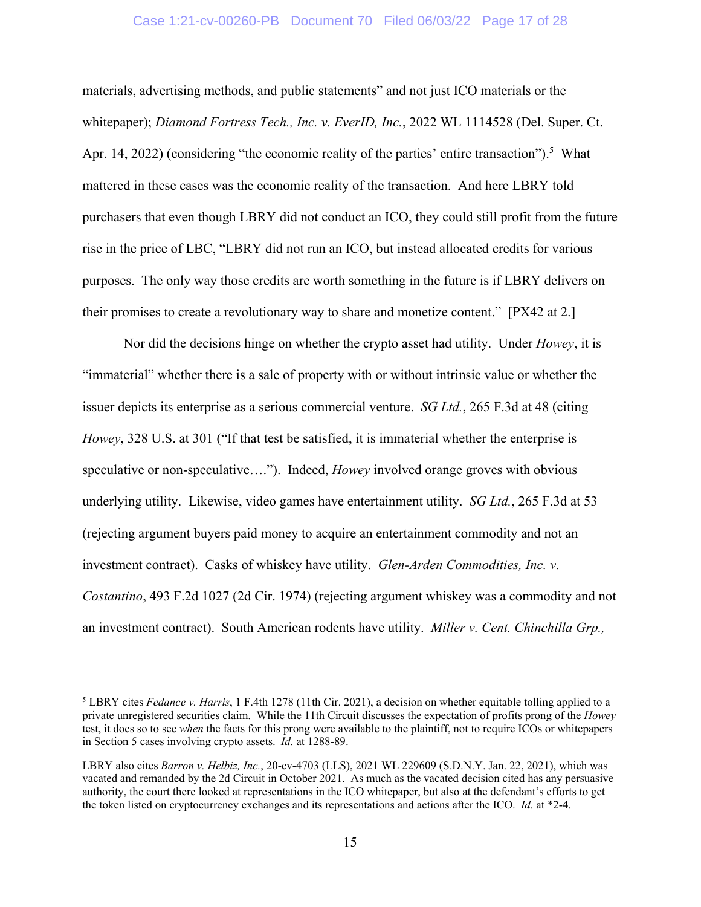materials, advertising methods, and public statements" and not just ICO materials or the whitepaper); *Diamond Fortress Tech., Inc. v. EverID, Inc.*, 2022 WL 1114528 (Del. Super. Ct. Apr. 14, 2022) (considering "the economic reality of the parties' entire transaction").[5] What mattered in these cases was the economic reality of the transaction. And here LBRY told purchasers that even though LBRY did not conduct an ICO, they could still profit from the future rise in the price of LBC, "LBRY did not run an ICO, but instead allocated credits for various purposes. The only way those credits are worth something in the future is if LBRY delivers on their promises to create a revolutionary way to share and monetize content." [PX42 at 2.]

Nor did the decisions hinge on whether the crypto asset had utility. Under *Howey*, it is "immaterial" whether there is a sale of property with or without intrinsic value or whether the issuer depicts its enterprise as a serious commercial venture. *SG Ltd.*, 265 F.3d at 48 (citing *Howey*, 328 U.S. at 301 ("If that test be satisfied, it is immaterial whether the enterprise is speculative or non-speculative…."). Indeed, *Howey* involved orange groves with obvious underlying utility. Likewise, video games have entertainment utility. *SG Ltd.*, 265 F.3d at 53 (rejecting argument buyers paid money to acquire an entertainment commodity and not an investment contract). Casks of whiskey have utility. *Glen-Arden Commodities, Inc. v. Costantino*, 493 F.2d 1027 (2d Cir. 1974) (rejecting argument whiskey was a commodity and not an investment contract). South American rodents have utility. *Miller v. Cent. Chinchilla Grp.,*

---

[5] LBRY cites *Fedance v. Harris*, 1 F.4th 1278 (11th Cir. 2021), a decision on whether equitable tolling applied to a private unregistered securities claim. While the 11th Circuit discusses the expectation of profits prong of the *Howey* test, it does so to see *when* the facts for this prong were available to the plaintiff, not to require ICOs or whitepapers in Section 5 cases involving crypto assets. *Id.* at 1288-89.

LBRY also cites *Barron v. Helbiz, Inc.*, 20-cv-4703 (LLS), 2021 WL 229609 (S.D.N.Y. Jan. 22, 2021), which was vacated and remanded by the 2d Circuit in October 2021. As much as the vacated decision cited has any persuasive authority, the court there looked at representations in the ICO whitepaper, but also at the defendant's efforts to get the token listed on cryptocurrency exchanges and its representations and actions after the ICO. *Id.* at *2-4.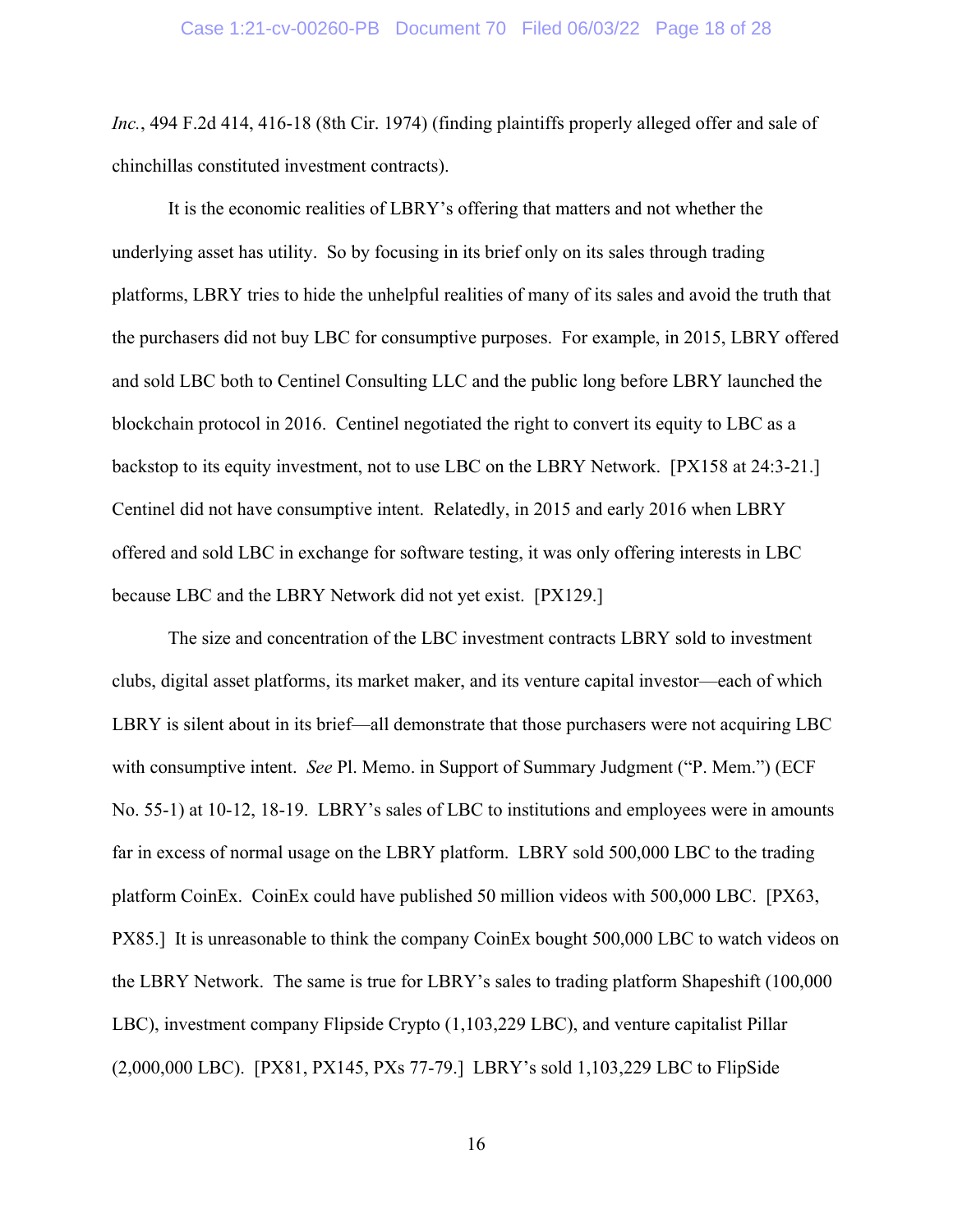*Inc.*, 494 F.2d 414, 416-18 (8th Cir. 1974) (finding plaintiffs properly alleged offer and sale of chinchillas constituted investment contracts).

It is the economic realities of LBRY's offering that matters and not whether the underlying asset has utility. So by focusing in its brief only on its sales through trading platforms, LBRY tries to hide the unhelpful realities of many of its sales and avoid the truth that the purchasers did not buy LBC for consumptive purposes. For example, in 2015, LBRY offered and sold LBC both to Centinel Consulting LLC and the public long before LBRY launched the blockchain protocol in 2016. Centinel negotiated the right to convert its equity to LBC as a backstop to its equity investment, not to use LBC on the LBRY Network. [PX158 at 24:3-21.] Centinel did not have consumptive intent. Relatedly, in 2015 and early 2016 when LBRY offered and sold LBC in exchange for software testing, it was only offering interests in LBC because LBC and the LBRY Network did not yet exist. [PX129.]

The size and concentration of the LBC investment contracts LBRY sold to investment clubs, digital asset platforms, its market maker, and its venture capital investor—each of which LBRY is silent about in its brief—all demonstrate that those purchasers were not acquiring LBC with consumptive intent. *See* Pl. Memo. in Support of Summary Judgment ("P. Mem.") (ECF No. 55-1) at 10-12, 18-19. LBRY's sales of LBC to institutions and employees were in amounts far in excess of normal usage on the LBRY platform. LBRY sold 500,000 LBC to the trading platform CoinEx. CoinEx could have published 50 million videos with 500,000 LBC. [PX63, PX85.] It is unreasonable to think the company CoinEx bought 500,000 LBC to watch videos on the LBRY Network. The same is true for LBRY's sales to trading platform Shapeshift (100,000 LBC), investment company Flipside Crypto (1,103,229 LBC), and venture capitalist Pillar (2,000,000 LBC). [PX81, PX145, PXs 77-79.] LBRY's sold 1,103,229 LBC to FlipSide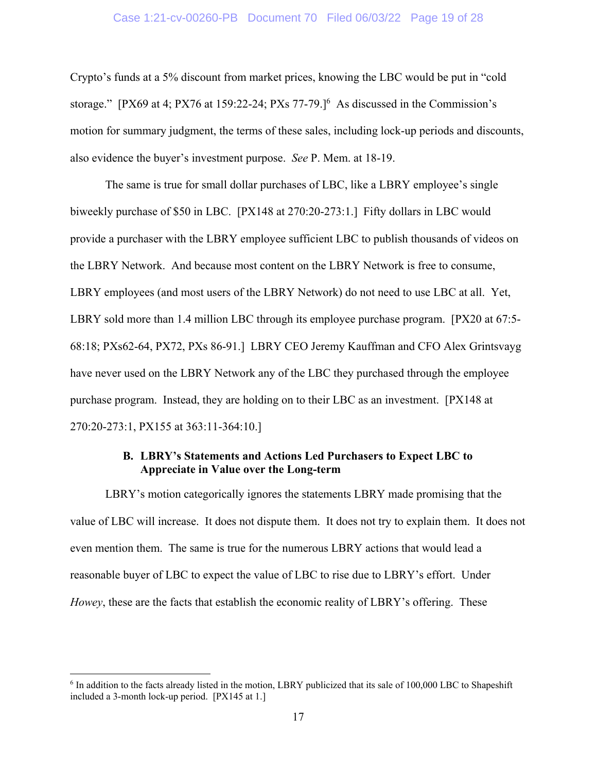Crypto's funds at a 5% discount from market prices, knowing the LBC would be put in "cold storage." [PX69 at 4; PX76 at 159:22-24; PXs 77-79.][6] As discussed in the Commission's motion for summary judgment, the terms of these sales, including lock-up periods and discounts, also evidence the buyer's investment purpose. *See* P. Mem. at 18-19.

The same is true for small dollar purchases of LBC, like a LBRY employee's single biweekly purchase of $50 in LBC. [PX148 at 270:20-273:1.] Fifty dollars in LBC would provide a purchaser with the LBRY employee sufficient LBC to publish thousands of videos on the LBRY Network. And because most content on the LBRY Network is free to consume, LBRY employees (and most users of the LBRY Network) do not need to use LBC at all. Yet, LBRY sold more than 1.4 million LBC through its employee purchase program. [PX20 at 67:5-68:18; PXs62-64, PX72, PXs 86-91.] LBRY CEO Jeremy Kauffman and CFO Alex Grintsvayg have never used on the LBRY Network any of the LBC they purchased through the employee purchase program. Instead, they are holding on to their LBC as an investment. [PX148 at 270:20-273:1, PX155 at 363:11-364:10.]

### B. LBRY's Statements and Actions Led Purchasers to Expect LBC to Appreciate in Value over the Long-term

LBRY's motion categorically ignores the statements LBRY made promising that the value of LBC will increase. It does not dispute them. It does not try to explain them. It does not even mention them. The same is true for the numerous LBRY actions that would lead a reasonable buyer of LBC to expect the value of LBC to rise due to LBRY's effort. Under *Howey*, these are the facts that establish the economic reality of LBRY's offering. These

---

[6] In addition to the facts already listed in the motion, LBRY publicized that its sale of 100,000 LBC to Shapeshift included a 3-month lock-up period. [PX145 at 1.]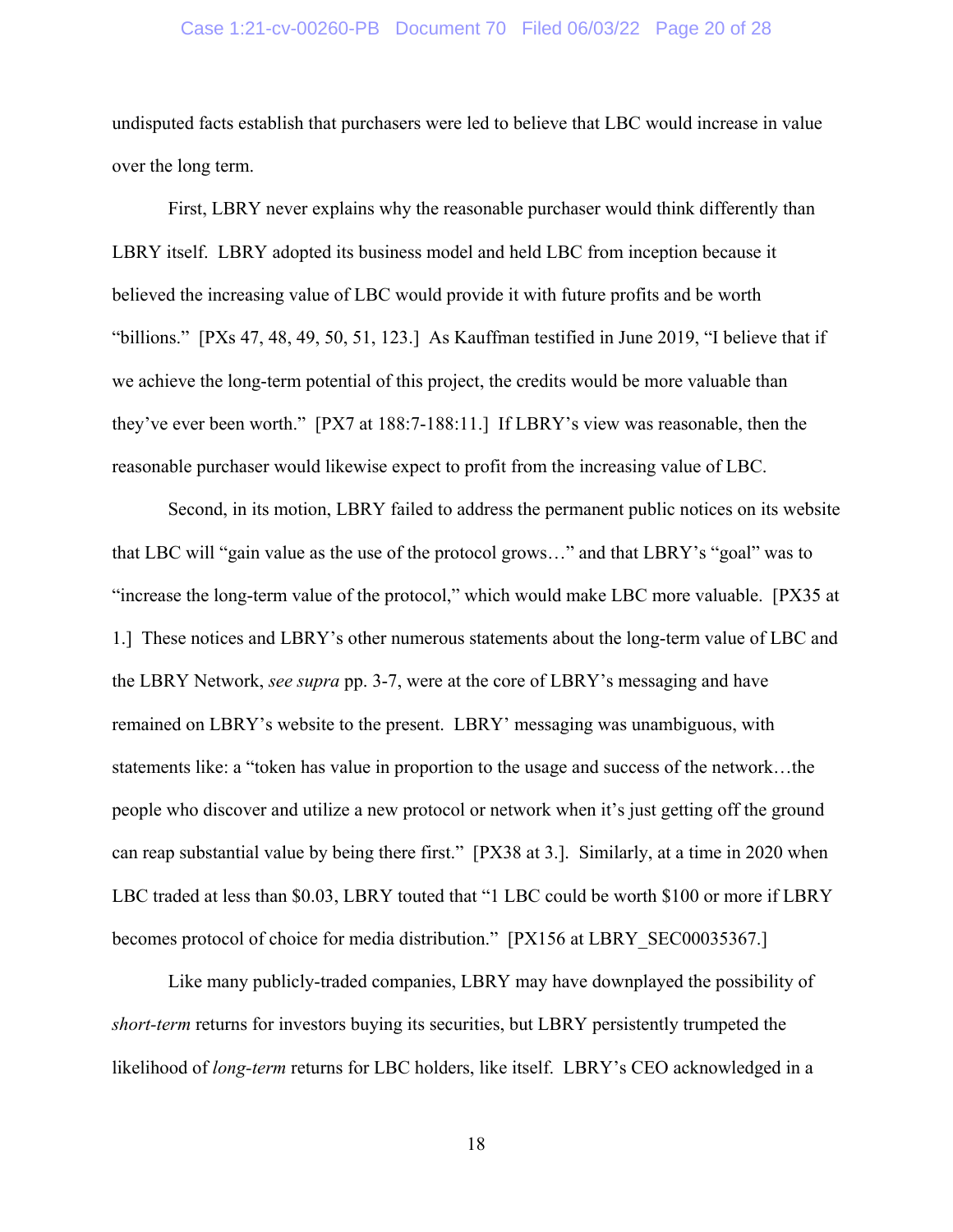undisputed facts establish that purchasers were led to believe that LBC would increase in value over the long term.

First, LBRY never explains why the reasonable purchaser would think differently than LBRY itself. LBRY adopted its business model and held LBC from inception because it believed the increasing value of LBC would provide it with future profits and be worth "billions." [PXs 47, 48, 49, 50, 51, 123.] As Kauffman testified in June 2019, "I believe that if we achieve the long-term potential of this project, the credits would be more valuable than they've ever been worth." [PX7 at 188:7-188:11.] If LBRY's view was reasonable, then the reasonable purchaser would likewise expect to profit from the increasing value of LBC.

Second, in its motion, LBRY failed to address the permanent public notices on its website that LBC will "gain value as the use of the protocol grows…" and that LBRY's "goal" was to "increase the long-term value of the protocol," which would make LBC more valuable. [PX35 at 1.] These notices and LBRY's other numerous statements about the long-term value of LBC and the LBRY Network, *see supra* pp. 3-7, were at the core of LBRY's messaging and have remained on LBRY's website to the present. LBRY' messaging was unambiguous, with statements like: a "token has value in proportion to the usage and success of the network…the people who discover and utilize a new protocol or network when it's just getting off the ground can reap substantial value by being there first." [PX38 at 3.]. Similarly, at a time in 2020 when LBC traded at less than $0.03, LBRY touted that "1 LBC could be worth $100 or more if LBRY becomes protocol of choice for media distribution." [PX156 at LBRY_SEC00035367.]

Like many publicly-traded companies, LBRY may have downplayed the possibility of *short-term* returns for investors buying its securities, but LBRY persistently trumpeted the likelihood of *long-term* returns for LBC holders, like itself. LBRY's CEO acknowledged in a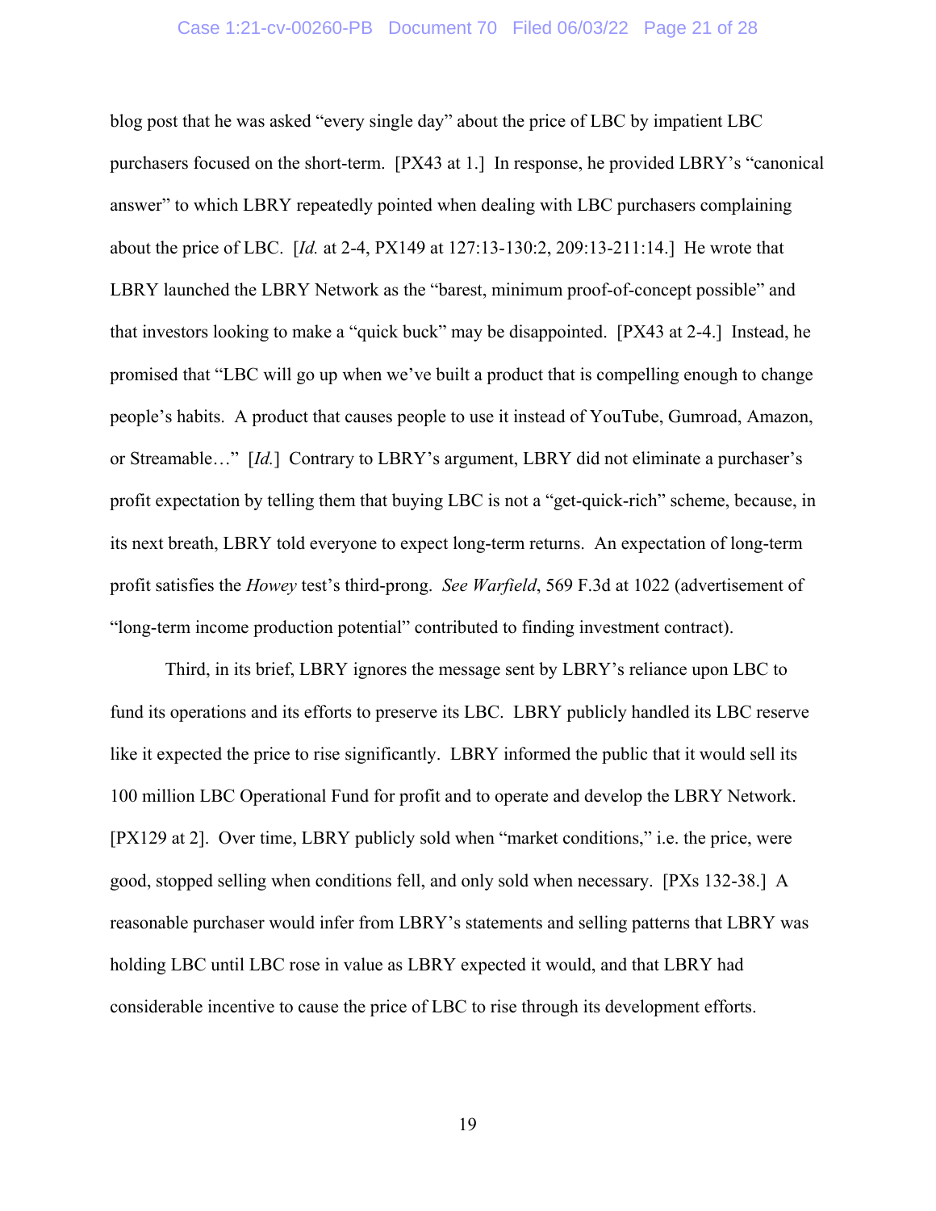blog post that he was asked "every single day" about the price of LBC by impatient LBC purchasers focused on the short-term. [PX43 at 1.] In response, he provided LBRY's "canonical answer" to which LBRY repeatedly pointed when dealing with LBC purchasers complaining about the price of LBC. [*Id.* at 2-4, PX149 at 127:13-130:2, 209:13-211:14.] He wrote that LBRY launched the LBRY Network as the "barest, minimum proof-of-concept possible" and that investors looking to make a "quick buck" may be disappointed. [PX43 at 2-4.] Instead, he promised that "LBC will go up when we've built a product that is compelling enough to change people's habits. A product that causes people to use it instead of YouTube, Gumroad, Amazon, or Streamable…" [*Id.*] Contrary to LBRY's argument, LBRY did not eliminate a purchaser's profit expectation by telling them that buying LBC is not a "get-quick-rich" scheme, because, in its next breath, LBRY told everyone to expect long-term returns. An expectation of long-term profit satisfies the *Howey* test's third-prong. *See Warfield*, 569 F.3d at 1022 (advertisement of "long-term income production potential" contributed to finding investment contract).

Third, in its brief, LBRY ignores the message sent by LBRY's reliance upon LBC to fund its operations and its efforts to preserve its LBC. LBRY publicly handled its LBC reserve like it expected the price to rise significantly. LBRY informed the public that it would sell its 100 million LBC Operational Fund for profit and to operate and develop the LBRY Network. [PX129 at 2]. Over time, LBRY publicly sold when "market conditions," i.e. the price, were good, stopped selling when conditions fell, and only sold when necessary. [PXs 132-38.] A reasonable purchaser would infer from LBRY's statements and selling patterns that LBRY was holding LBC until LBC rose in value as LBRY expected it would, and that LBRY had considerable incentive to cause the price of LBC to rise through its development efforts.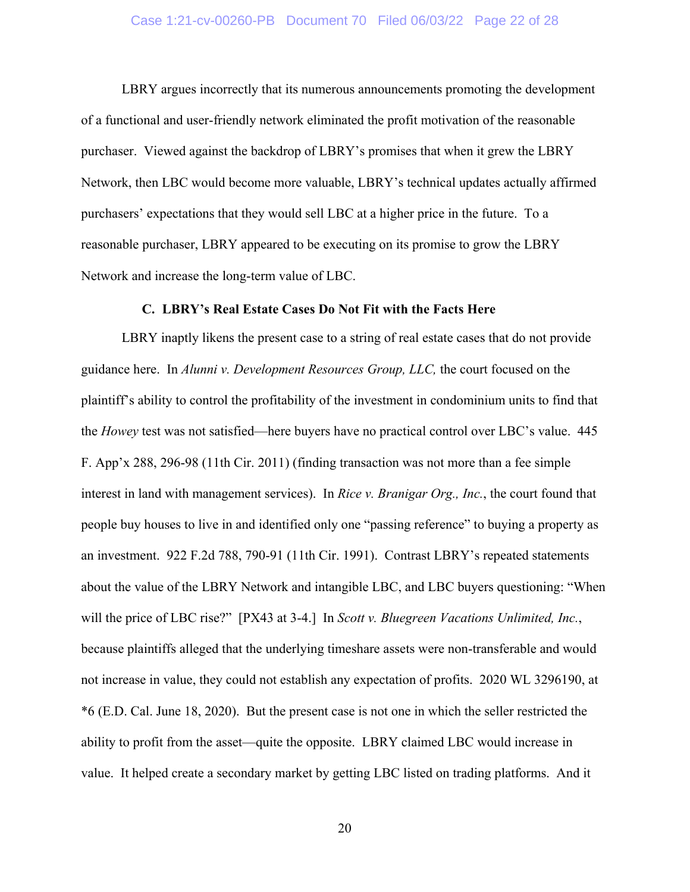LBRY argues incorrectly that its numerous announcements promoting the development of a functional and user-friendly network eliminated the profit motivation of the reasonable purchaser. Viewed against the backdrop of LBRY's promises that when it grew the LBRY Network, then LBC would become more valuable, LBRY's technical updates actually affirmed purchasers' expectations that they would sell LBC at a higher price in the future. To a reasonable purchaser, LBRY appeared to be executing on its promise to grow the LBRY Network and increase the long-term value of LBC.

### C. LBRY's Real Estate Cases Do Not Fit with the Facts Here

LBRY inaptly likens the present case to a string of real estate cases that do not provide guidance here. In *Alunni v. Development Resources Group, LLC,* the court focused on the plaintiff's ability to control the profitability of the investment in condominium units to find that the *Howey* test was not satisfied—here buyers have no practical control over LBC's value. 445 F. App'x 288, 296-98 (11th Cir. 2011) (finding transaction was not more than a fee simple interest in land with management services). In *Rice v. Branigar Org., Inc.*, the court found that people buy houses to live in and identified only one "passing reference" to buying a property as an investment. 922 F.2d 788, 790-91 (11th Cir. 1991). Contrast LBRY's repeated statements about the value of the LBRY Network and intangible LBC, and LBC buyers questioning: "When will the price of LBC rise?" [PX43 at 3-4.] In *Scott v. Bluegreen Vacations Unlimited, Inc.*, because plaintiffs alleged that the underlying timeshare assets were non-transferable and would not increase in value, they could not establish any expectation of profits. 2020 WL 3296190, at *6 (E.D. Cal. June 18, 2020). But the present case is not one in which the seller restricted the ability to profit from the asset—quite the opposite. LBRY claimed LBC would increase in value. It helped create a secondary market by getting LBC listed on trading platforms. And it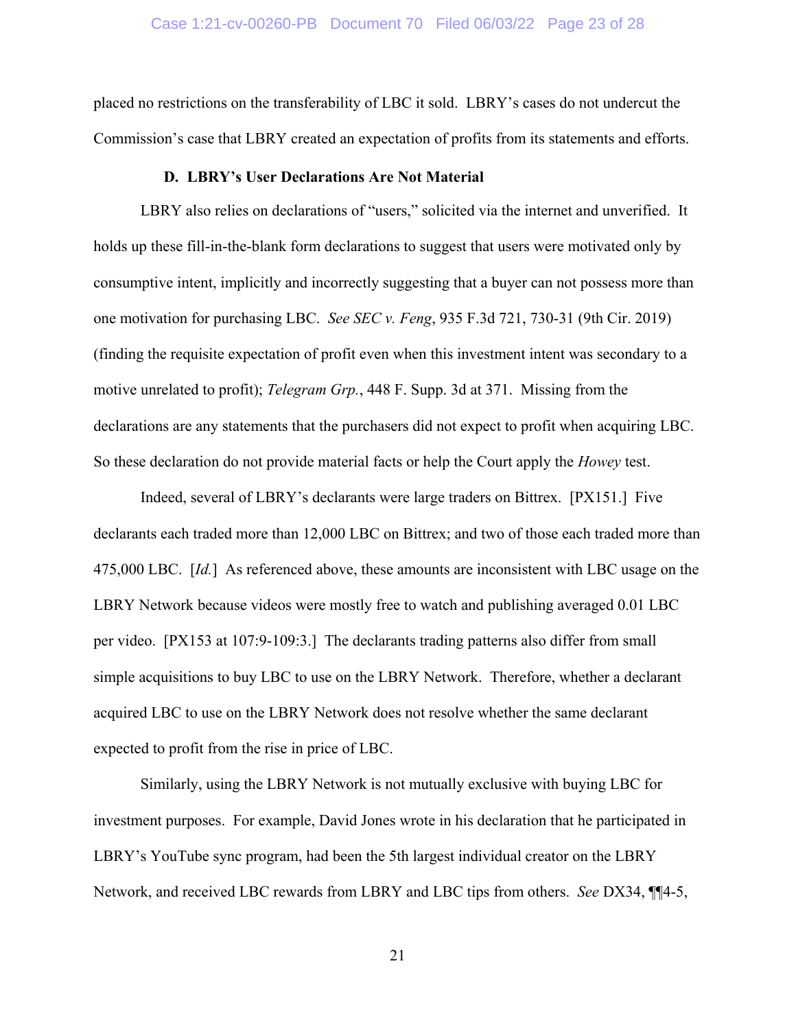placed no restrictions on the transferability of LBC it sold. LBRY's cases do not undercut the Commission's case that LBRY created an expectation of profits from its statements and efforts.

### D. LBRY's User Declarations Are Not Material

LBRY also relies on declarations of "users," solicited via the internet and unverified. It holds up these fill-in-the-blank form declarations to suggest that users were motivated only by consumptive intent, implicitly and incorrectly suggesting that a buyer can not possess more than one motivation for purchasing LBC. *See SEC v. Feng*, 935 F.3d 721, 730-31 (9th Cir. 2019) (finding the requisite expectation of profit even when this investment intent was secondary to a motive unrelated to profit); *Telegram Grp.*, 448 F. Supp. 3d at 371. Missing from the declarations are any statements that the purchasers did not expect to profit when acquiring LBC. So these declaration do not provide material facts or help the Court apply the *Howey* test.

Indeed, several of LBRY's declarants were large traders on Bittrex. [PX151.] Five declarants each traded more than 12,000 LBC on Bittrex; and two of those each traded more than 475,000 LBC. [*Id.*] As referenced above, these amounts are inconsistent with LBC usage on the LBRY Network because videos were mostly free to watch and publishing averaged 0.01 LBC per video. [PX153 at 107:9-109:3.] The declarants trading patterns also differ from small simple acquisitions to buy LBC to use on the LBRY Network. Therefore, whether a declarant acquired LBC to use on the LBRY Network does not resolve whether the same declarant expected to profit from the rise in price of LBC.

Similarly, using the LBRY Network is not mutually exclusive with buying LBC for investment purposes. For example, David Jones wrote in his declaration that he participated in LBRY's YouTube sync program, had been the 5th largest individual creator on the LBRY Network, and received LBC rewards from LBRY and LBC tips from others. *See* DX34, ¶¶4-5,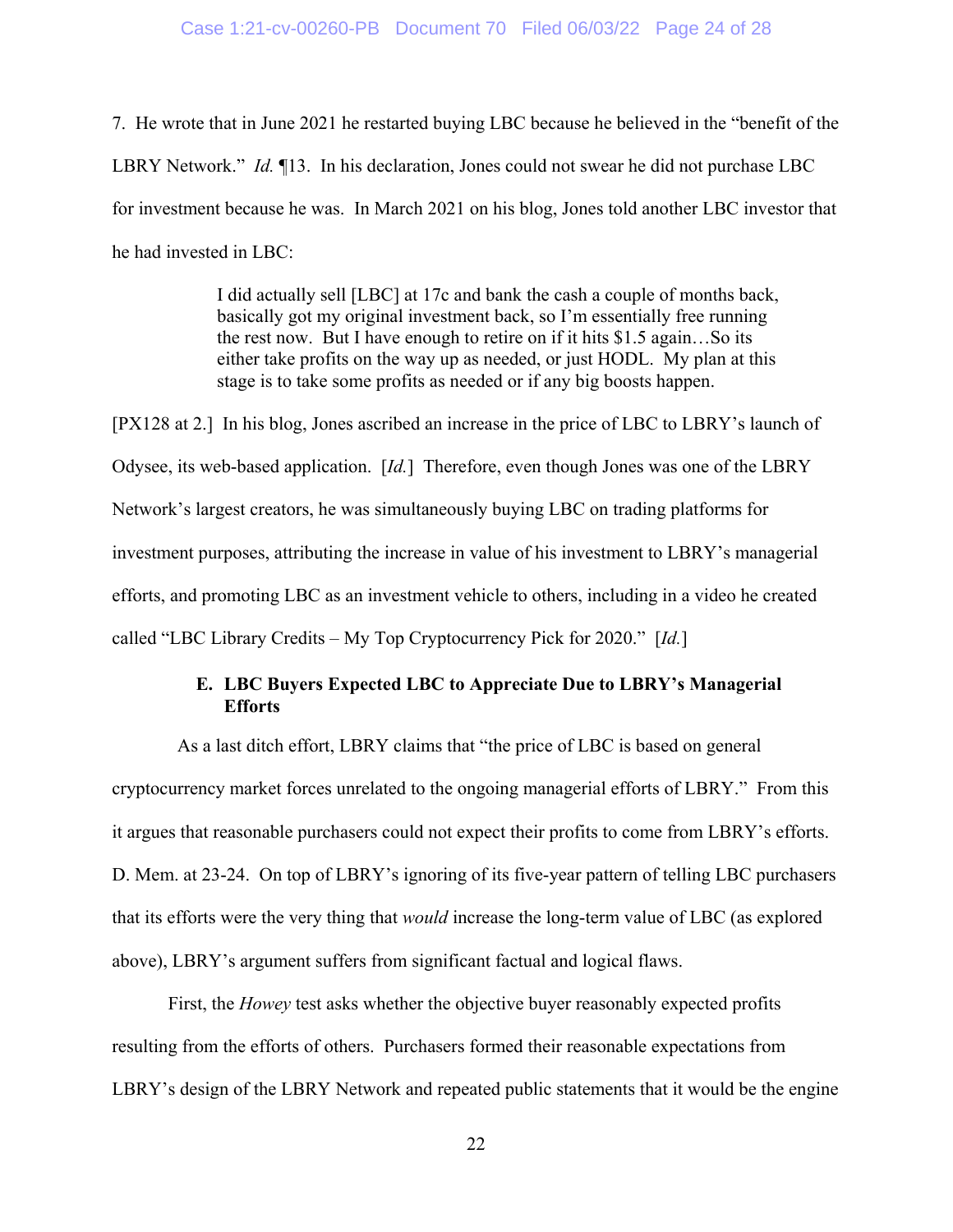7. He wrote that in June 2021 he restarted buying LBC because he believed in the "benefit of the LBRY Network." *Id.* ¶13. In his declaration, Jones could not swear he did not purchase LBC for investment because he was. In March 2021 on his blog, Jones told another LBC investor that he had invested in LBC:

> I did actually sell [LBC] at 17c and bank the cash a couple of months back, basically got my original investment back, so I'm essentially free running the rest now. But I have enough to retire on if it hits $1.5 again…So its either take profits on the way up as needed, or just HODL. My plan at this stage is to take some profits as needed or if any big boosts happen.

[PX128 at 2.] In his blog, Jones ascribed an increase in the price of LBC to LBRY's launch of Odysee, its web-based application. [*Id.*] Therefore, even though Jones was one of the LBRY Network's largest creators, he was simultaneously buying LBC on trading platforms for investment purposes, attributing the increase in value of his investment to LBRY's managerial efforts, and promoting LBC as an investment vehicle to others, including in a video he created called "LBC Library Credits – My Top Cryptocurrency Pick for 2020." [*Id.*]

### E. LBC Buyers Expected LBC to Appreciate Due to LBRY's Managerial Efforts

As a last ditch effort, LBRY claims that "the price of LBC is based on general cryptocurrency market forces unrelated to the ongoing managerial efforts of LBRY." From this it argues that reasonable purchasers could not expect their profits to come from LBRY's efforts. D. Mem. at 23-24. On top of LBRY's ignoring of its five-year pattern of telling LBC purchasers that its efforts were the very thing that *would* increase the long-term value of LBC (as explored above), LBRY's argument suffers from significant factual and logical flaws.

First, the *Howey* test asks whether the objective buyer reasonably expected profits resulting from the efforts of others. Purchasers formed their reasonable expectations from LBRY's design of the LBRY Network and repeated public statements that it would be the engine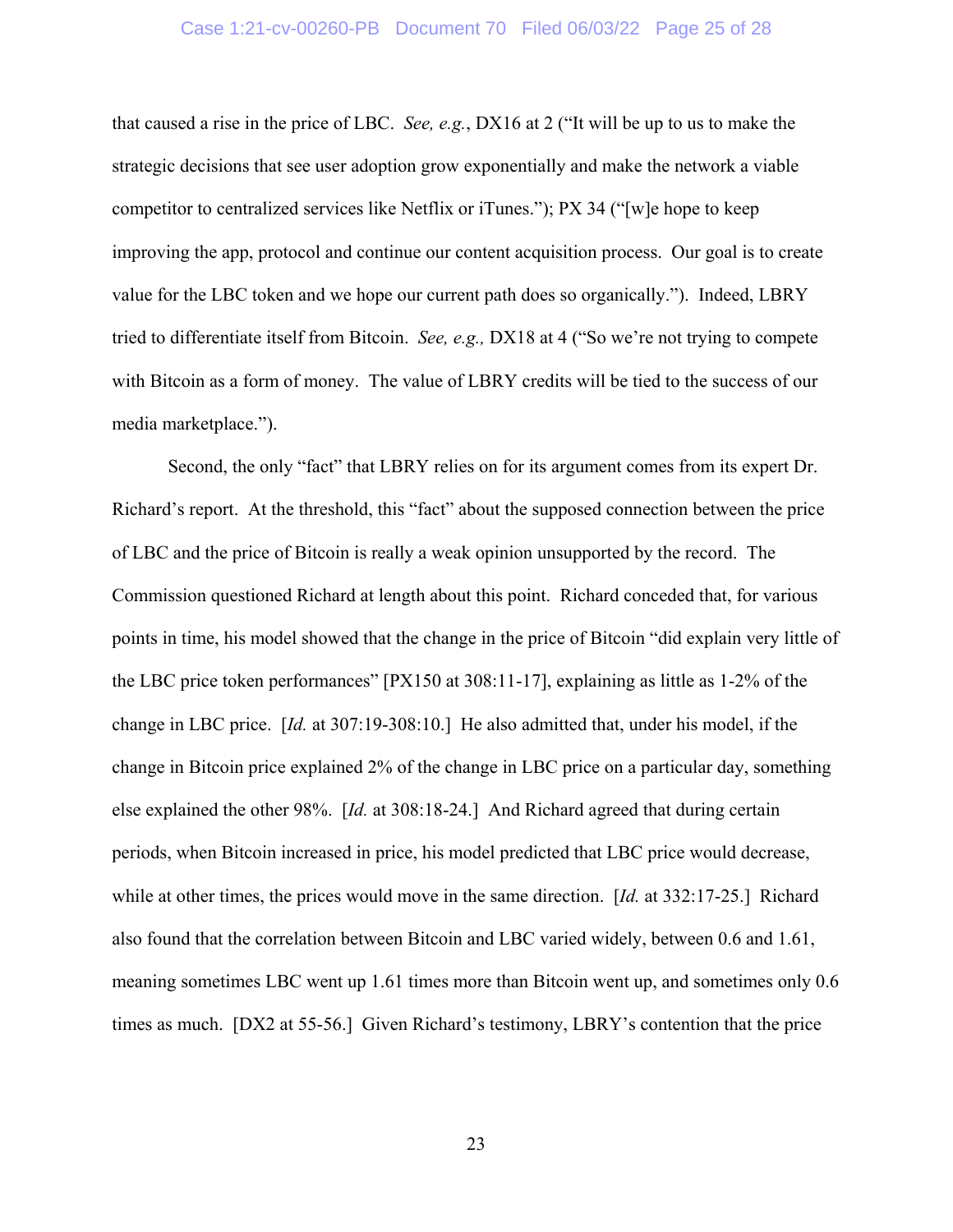that caused a rise in the price of LBC. *See, e.g.*, DX16 at 2 ("It will be up to us to make the strategic decisions that see user adoption grow exponentially and make the network a viable competitor to centralized services like Netflix or iTunes."); PX 34 ("[w]e hope to keep improving the app, protocol and continue our content acquisition process. Our goal is to create value for the LBC token and we hope our current path does so organically."). Indeed, LBRY tried to differentiate itself from Bitcoin. *See, e.g.,* DX18 at 4 ("So we're not trying to compete with Bitcoin as a form of money. The value of LBRY credits will be tied to the success of our media marketplace.").

Second, the only "fact" that LBRY relies on for its argument comes from its expert Dr. Richard's report. At the threshold, this "fact" about the supposed connection between the price of LBC and the price of Bitcoin is really a weak opinion unsupported by the record. The Commission questioned Richard at length about this point. Richard conceded that, for various points in time, his model showed that the change in the price of Bitcoin "did explain very little of the LBC price token performances" [PX150 at 308:11-17], explaining as little as 1-2% of the change in LBC price. [*Id.* at 307:19-308:10.] He also admitted that, under his model, if the change in Bitcoin price explained 2% of the change in LBC price on a particular day, something else explained the other 98%. [*Id.* at 308:18-24.] And Richard agreed that during certain periods, when Bitcoin increased in price, his model predicted that LBC price would decrease, while at other times, the prices would move in the same direction. [*Id.* at 332:17-25.] Richard also found that the correlation between Bitcoin and LBC varied widely, between 0.6 and 1.61, meaning sometimes LBC went up 1.61 times more than Bitcoin went up, and sometimes only 0.6 times as much. [DX2 at 55-56.] Given Richard's testimony, LBRY's contention that the price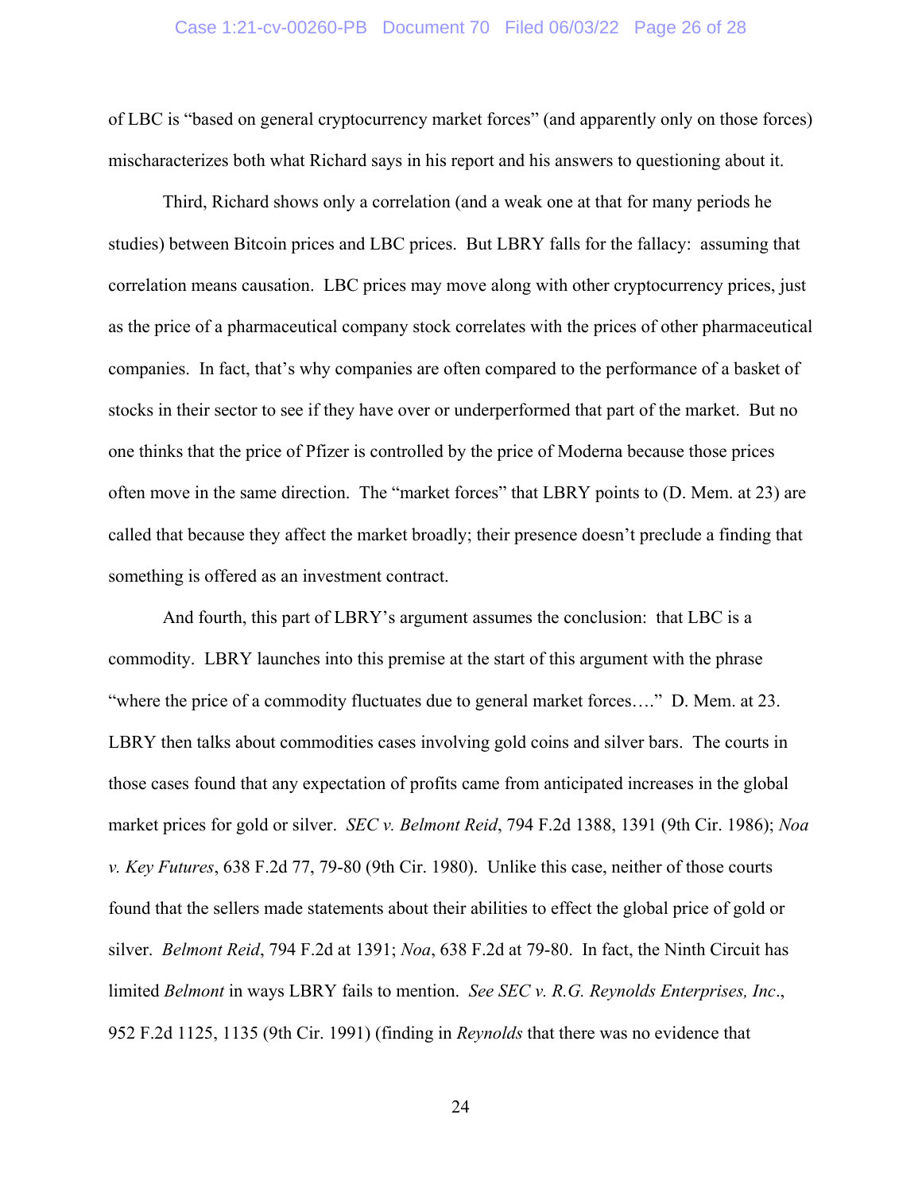of LBC is "based on general cryptocurrency market forces" (and apparently only on those forces) mischaracterizes both what Richard says in his report and his answers to questioning about it.

Third, Richard shows only a correlation (and a weak one at that for many periods he studies) between Bitcoin prices and LBC prices. But LBRY falls for the fallacy: assuming that correlation means causation. LBC prices may move along with other cryptocurrency prices, just as the price of a pharmaceutical company stock correlates with the prices of other pharmaceutical companies. In fact, that's why companies are often compared to the performance of a basket of stocks in their sector to see if they have over or underperformed that part of the market. But no one thinks that the price of Pfizer is controlled by the price of Moderna because those prices often move in the same direction. The "market forces" that LBRY points to (D. Mem. at 23) are called that because they affect the market broadly; their presence doesn't preclude a finding that something is offered as an investment contract.

And fourth, this part of LBRY's argument assumes the conclusion: that LBC is a commodity. LBRY launches into this premise at the start of this argument with the phrase "where the price of a commodity fluctuates due to general market forces…." D. Mem. at 23. LBRY then talks about commodities cases involving gold coins and silver bars. The courts in those cases found that any expectation of profits came from anticipated increases in the global market prices for gold or silver. *SEC v. Belmont Reid*, 794 F.2d 1388, 1391 (9th Cir. 1986); *Noa v. Key Futures*, 638 F.2d 77, 79-80 (9th Cir. 1980). Unlike this case, neither of those courts found that the sellers made statements about their abilities to effect the global price of gold or silver. *Belmont Reid*, 794 F.2d at 1391; *Noa*, 638 F.2d at 79-80. In fact, the Ninth Circuit has limited *Belmont* in ways LBRY fails to mention. *See SEC v. R.G. Reynolds Enterprises, Inc*., 952 F.2d 1125, 1135 (9th Cir. 1991) (finding in *Reynolds* that there was no evidence that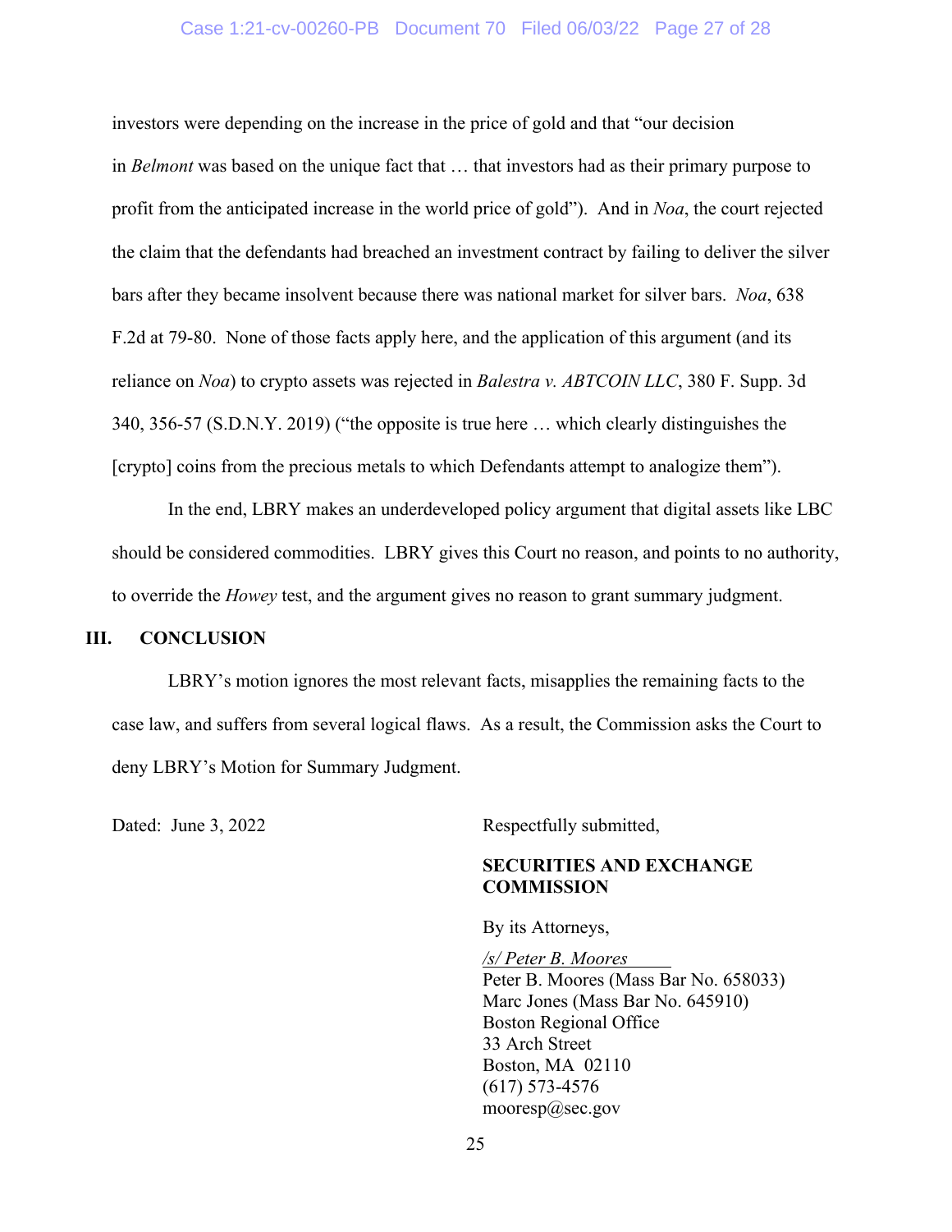investors were depending on the increase in the price of gold and that "our decision in *Belmont* was based on the unique fact that … that investors had as their primary purpose to profit from the anticipated increase in the world price of gold"). And in *Noa*, the court rejected the claim that the defendants had breached an investment contract by failing to deliver the silver bars after they became insolvent because there was national market for silver bars. *Noa*, 638 F.2d at 79-80. None of those facts apply here, and the application of this argument (and its reliance on *Noa*) to crypto assets was rejected in *Balestra v. ABTCOIN LLC*, 380 F. Supp. 3d 340, 356-57 (S.D.N.Y. 2019) ("the opposite is true here … which clearly distinguishes the [crypto] coins from the precious metals to which Defendants attempt to analogize them").

In the end, LBRY makes an underdeveloped policy argument that digital assets like LBC should be considered commodities. LBRY gives this Court no reason, and points to no authority, to override the *Howey* test, and the argument gives no reason to grant summary judgment.

## III. CONCLUSION

LBRY's motion ignores the most relevant facts, misapplies the remaining facts to the case law, and suffers from several logical flaws. As a result, the Commission asks the Court to deny LBRY's Motion for Summary Judgment.

Dated: June 3, 2022

Respectfully submitted,

**SECURITIES AND EXCHANGE COMMISSION**

By its Attorneys,

*/s/ Peter B. Moores*
Peter B. Moores (Mass Bar No. 658033)
Marc Jones (Mass Bar No. 645910)
Boston Regional Office
33 Arch Street
Boston, MA 02110
(617) 573-4576
mooresp@sec.gov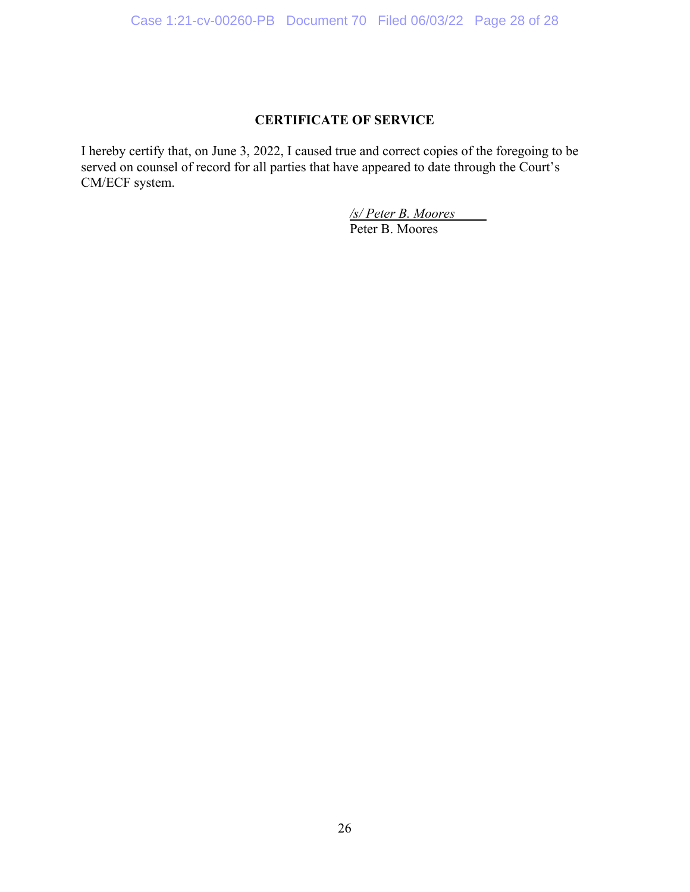## CERTIFICATE OF SERVICE

I hereby certify that, on June 3, 2022, I caused true and correct copies of the foregoing to be served on counsel of record for all parties that have appeared to date through the Court's CM/ECF system.

*/s/ Peter B. Moores*
Peter B. Moores